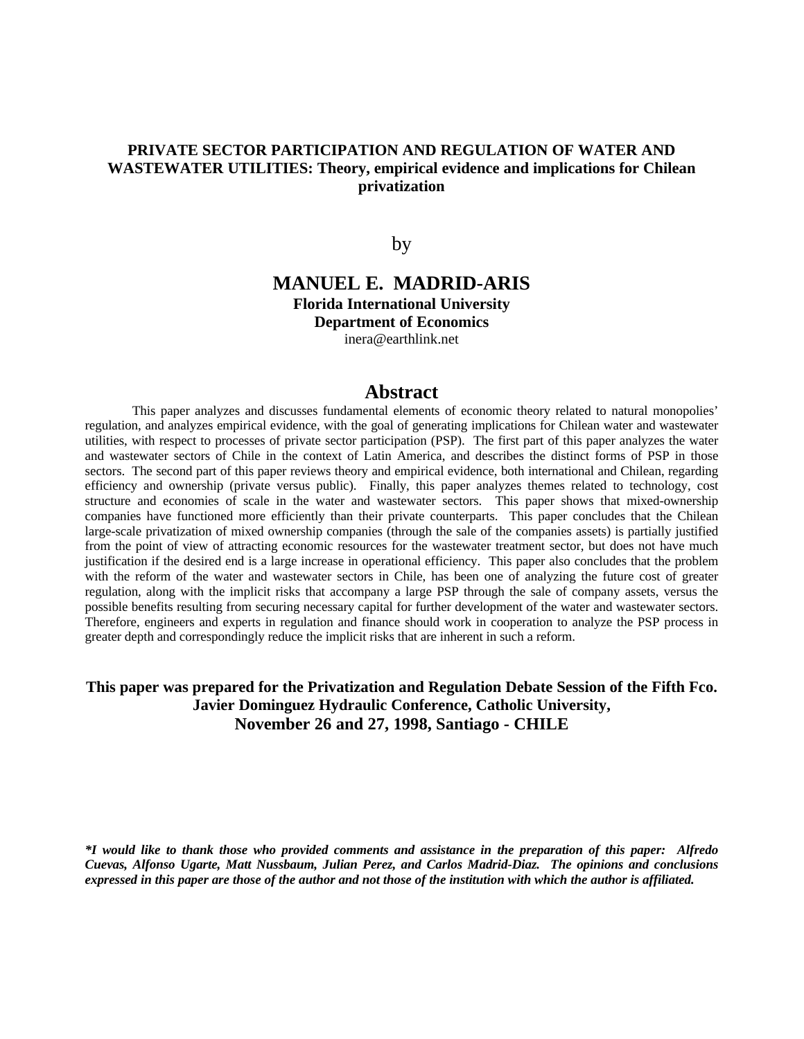# PRIVATE SECTOR PARTICIPATION AND REGULATION OF WATER AND WASTEWATER UTILITIES: Theory, empirical evidence and implications for Chilean privatization

by

**MANUEL E. MADRID-ARIS**
**Florida International University**
**Department of Economics**
inera@earthlink.net

## Abstract

This paper analyzes and discusses fundamental elements of economic theory related to natural monopolies' regulation, and analyzes empirical evidence, with the goal of generating implications for Chilean water and wastewater utilities, with respect to processes of private sector participation (PSP). The first part of this paper analyzes the water and wastewater sectors of Chile in the context of Latin America, and describes the distinct forms of PSP in those sectors. The second part of this paper reviews theory and empirical evidence, both international and Chilean, regarding efficiency and ownership (private versus public). Finally, this paper analyzes themes related to technology, cost structure and economies of scale in the water and wastewater sectors. This paper shows that mixed-ownership companies have functioned more efficiently than their private counterparts. This paper concludes that the Chilean large-scale privatization of mixed ownership companies (through the sale of the companies assets) is partially justified from the point of view of attracting economic resources for the wastewater treatment sector, but does not have much justification if the desired end is a large increase in operational efficiency. This paper also concludes that the problem with the reform of the water and wastewater sectors in Chile, has been one of analyzing the future cost of greater regulation, along with the implicit risks that accompany a large PSP through the sale of company assets, versus the possible benefits resulting from securing necessary capital for further development of the water and wastewater sectors. Therefore, engineers and experts in regulation and finance should work in cooperation to analyze the PSP process in greater depth and correspondingly reduce the implicit risks that are inherent in such a reform.

**This paper was prepared for the Privatization and Regulation Debate Session of the Fifth Fco. Javier Dominguez Hydraulic Conference, Catholic University, November 26 and 27, 1998, Santiago - CHILE**

***I would like to thank those who provided comments and assistance in the preparation of this paper: Alfredo Cuevas, Alfonso Ugarte, Matt Nussbaum, Julian Perez, and Carlos Madrid-Diaz. The opinions and conclusions expressed in this paper are those of the author and not those of the institution with which the author is affiliated.***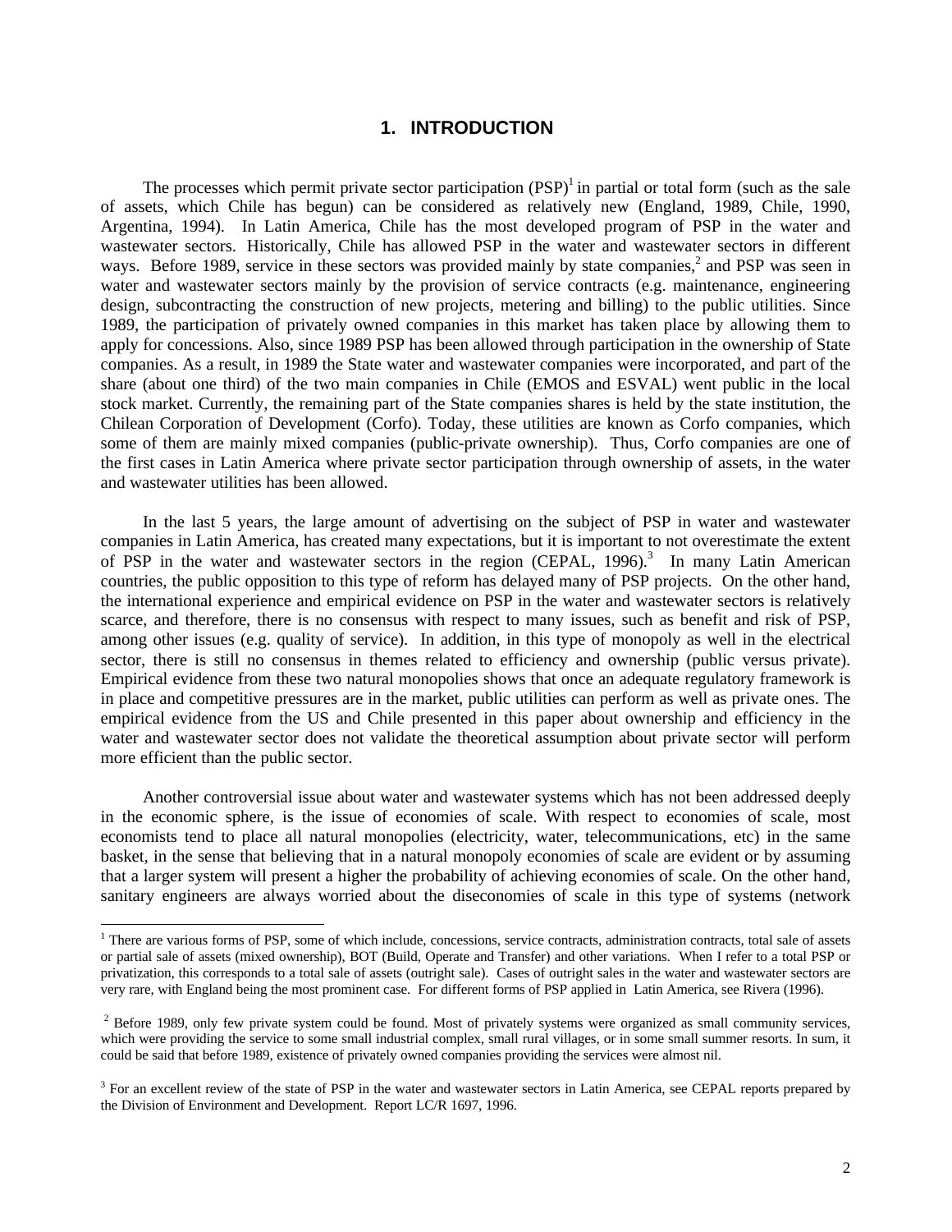# 1. INTRODUCTION

The processes which permit private sector participation (PSP)[1] in partial or total form (such as the sale of assets, which Chile has begun) can be considered as relatively new (England, 1989, Chile, 1990, Argentina, 1994). In Latin America, Chile has the most developed program of PSP in the water and wastewater sectors. Historically, Chile has allowed PSP in the water and wastewater sectors in different ways. Before 1989, service in these sectors was provided mainly by state companies,[2] and PSP was seen in water and wastewater sectors mainly by the provision of service contracts (e.g. maintenance, engineering design, subcontracting the construction of new projects, metering and billing) to the public utilities. Since 1989, the participation of privately owned companies in this market has taken place by allowing them to apply for concessions. Also, since 1989 PSP has been allowed through participation in the ownership of State companies. As a result, in 1989 the State water and wastewater companies were incorporated, and part of the share (about one third) of the two main companies in Chile (EMOS and ESVAL) went public in the local stock market. Currently, the remaining part of the State companies shares is held by the state institution, the Chilean Corporation of Development (Corfo). Today, these utilities are known as Corfo companies, which some of them are mainly mixed companies (public-private ownership). Thus, Corfo companies are one of the first cases in Latin America where private sector participation through ownership of assets, in the water and wastewater utilities has been allowed.

In the last 5 years, the large amount of advertising on the subject of PSP in water and wastewater companies in Latin America, has created many expectations, but it is important to not overestimate the extent of PSP in the water and wastewater sectors in the region (CEPAL, 1996).[3] In many Latin American countries, the public opposition to this type of reform has delayed many of PSP projects. On the other hand, the international experience and empirical evidence on PSP in the water and wastewater sectors is relatively scarce, and therefore, there is no consensus with respect to many issues, such as benefit and risk of PSP, among other issues (e.g. quality of service). In addition, in this type of monopoly as well in the electrical sector, there is still no consensus in themes related to efficiency and ownership (public versus private). Empirical evidence from these two natural monopolies shows that once an adequate regulatory framework is in place and competitive pressures are in the market, public utilities can perform as well as private ones. The empirical evidence from the US and Chile presented in this paper about ownership and efficiency in the water and wastewater sector does not validate the theoretical assumption about private sector will perform more efficient than the public sector.

Another controversial issue about water and wastewater systems which has not been addressed deeply in the economic sphere, is the issue of economies of scale. With respect to economies of scale, most economists tend to place all natural monopolies (electricity, water, telecommunications, etc) in the same basket, in the sense that believing that in a natural monopoly economies of scale are evident or by assuming that a larger system will present a higher the probability of achieving economies of scale. On the other hand, sanitary engineers are always worried about the diseconomies of scale in this type of systems (network

---

[1] There are various forms of PSP, some of which include, concessions, service contracts, administration contracts, total sale of assets or partial sale of assets (mixed ownership), BOT (Build, Operate and Transfer) and other variations. When I refer to a total PSP or privatization, this corresponds to a total sale of assets (outright sale). Cases of outright sales in the water and wastewater sectors are very rare, with England being the most prominent case. For different forms of PSP applied in Latin America, see Rivera (1996).

[2] Before 1989, only few private system could be found. Most of privately systems were organized as small community services, which were providing the service to some small industrial complex, small rural villages, or in some small summer resorts. In sum, it could be said that before 1989, existence of privately owned companies providing the services were almost nil.

[3] For an excellent review of the state of PSP in the water and wastewater sectors in Latin America, see CEPAL reports prepared by the Division of Environment and Development. Report LC/R 1697, 1996.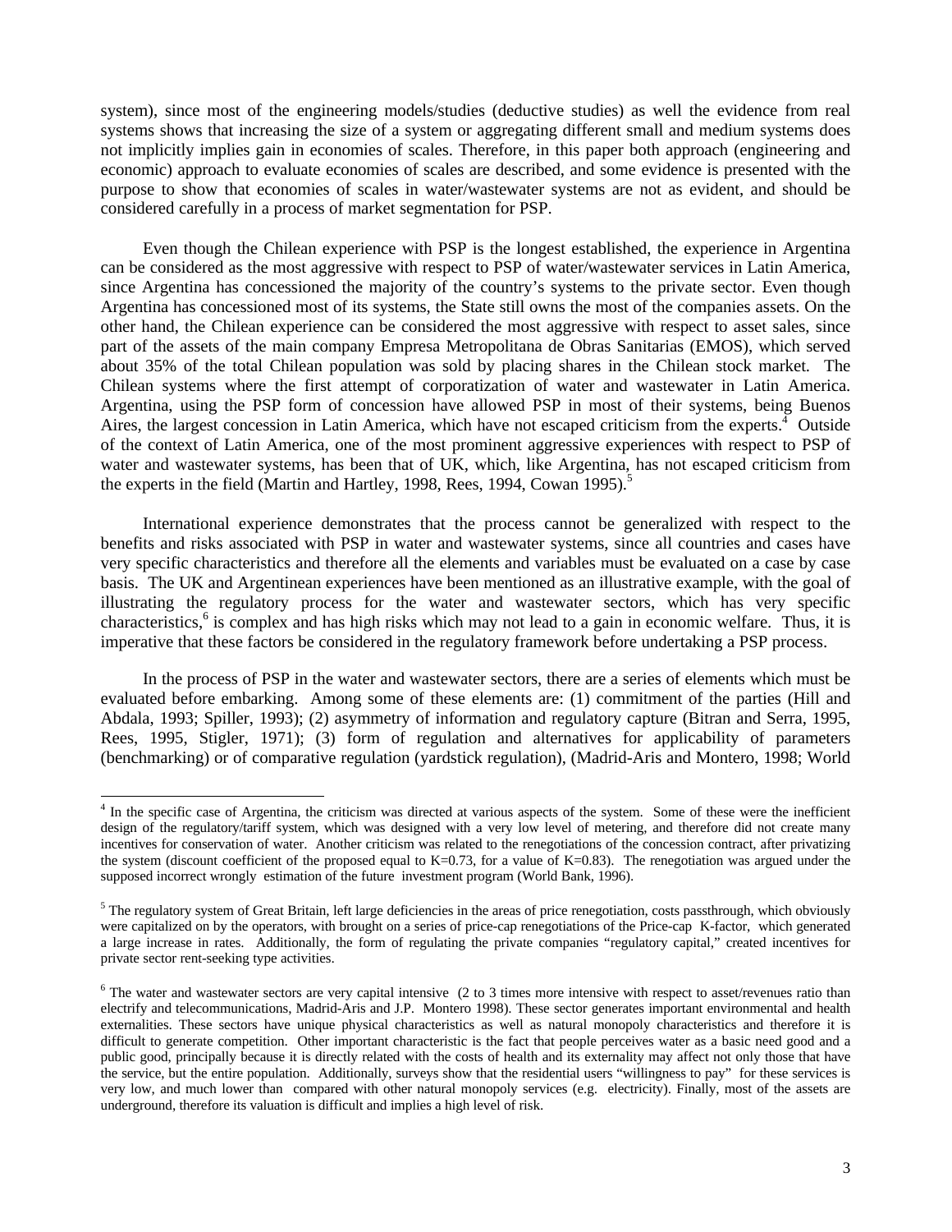system), since most of the engineering models/studies (deductive studies) as well the evidence from real systems shows that increasing the size of a system or aggregating different small and medium systems does not implicitly implies gain in economies of scales. Therefore, in this paper both approach (engineering and economic) approach to evaluate economies of scales are described, and some evidence is presented with the purpose to show that economies of scales in water/wastewater systems are not as evident, and should be considered carefully in a process of market segmentation for PSP.

Even though the Chilean experience with PSP is the longest established, the experience in Argentina can be considered as the most aggressive with respect to PSP of water/wastewater services in Latin America, since Argentina has concessioned the majority of the country's systems to the private sector. Even though Argentina has concessioned most of its systems, the State still owns the most of the companies assets. On the other hand, the Chilean experience can be considered the most aggressive with respect to asset sales, since part of the assets of the main company Empresa Metropolitana de Obras Sanitarias (EMOS), which served about 35% of the total Chilean population was sold by placing shares in the Chilean stock market. The Chilean systems where the first attempt of corporatization of water and wastewater in Latin America. Argentina, using the PSP form of concession have allowed PSP in most of their systems, being Buenos Aires, the largest concession in Latin America, which have not escaped criticism from the experts.[4] Outside of the context of Latin America, one of the most prominent aggressive experiences with respect to PSP of water and wastewater systems, has been that of UK, which, like Argentina, has not escaped criticism from the experts in the field (Martin and Hartley, 1998, Rees, 1994, Cowan 1995).[5]

International experience demonstrates that the process cannot be generalized with respect to the benefits and risks associated with PSP in water and wastewater systems, since all countries and cases have very specific characteristics and therefore all the elements and variables must be evaluated on a case by case basis. The UK and Argentinean experiences have been mentioned as an illustrative example, with the goal of illustrating the regulatory process for the water and wastewater sectors, which has very specific characteristics,[6] is complex and has high risks which may not lead to a gain in economic welfare. Thus, it is imperative that these factors be considered in the regulatory framework before undertaking a PSP process.

In the process of PSP in the water and wastewater sectors, there are a series of elements which must be evaluated before embarking. Among some of these elements are: (1) commitment of the parties (Hill and Abdala, 1993; Spiller, 1993); (2) asymmetry of information and regulatory capture (Bitran and Serra, 1995, Rees, 1995, Stigler, 1971); (3) form of regulation and alternatives for applicability of parameters (benchmarking) or of comparative regulation (yardstick regulation), (Madrid-Aris and Montero, 1998; World

---

[4] In the specific case of Argentina, the criticism was directed at various aspects of the system. Some of these were the inefficient design of the regulatory/tariff system, which was designed with a very low level of metering, and therefore did not create many incentives for conservation of water. Another criticism was related to the renegotiations of the concession contract, after privatizing the system (discount coefficient of the proposed equal to K=0.73, for a value of K=0.83). The renegotiation was argued under the supposed incorrect wrongly estimation of the future investment program (World Bank, 1996).

[5] The regulatory system of Great Britain, left large deficiencies in the areas of price renegotiation, costs passthrough, which obviously were capitalized on by the operators, with brought on a series of price-cap renegotiations of the Price-cap K-factor, which generated a large increase in rates. Additionally, the form of regulating the private companies "regulatory capital," created incentives for private sector rent-seeking type activities.

[6] The water and wastewater sectors are very capital intensive (2 to 3 times more intensive with respect to asset/revenues ratio than electrify and telecommunications, Madrid-Aris and J.P. Montero 1998). These sector generates important environmental and health externalities. These sectors have unique physical characteristics as well as natural monopoly characteristics and therefore it is difficult to generate competition. Other important characteristic is the fact that people perceives water as a basic need good and a public good, principally because it is directly related with the costs of health and its externality may affect not only those that have the service, but the entire population. Additionally, surveys show that the residential users "willingness to pay" for these services is very low, and much lower than compared with other natural monopoly services (e.g. electricity). Finally, most of the assets are underground, therefore its valuation is difficult and implies a high level of risk.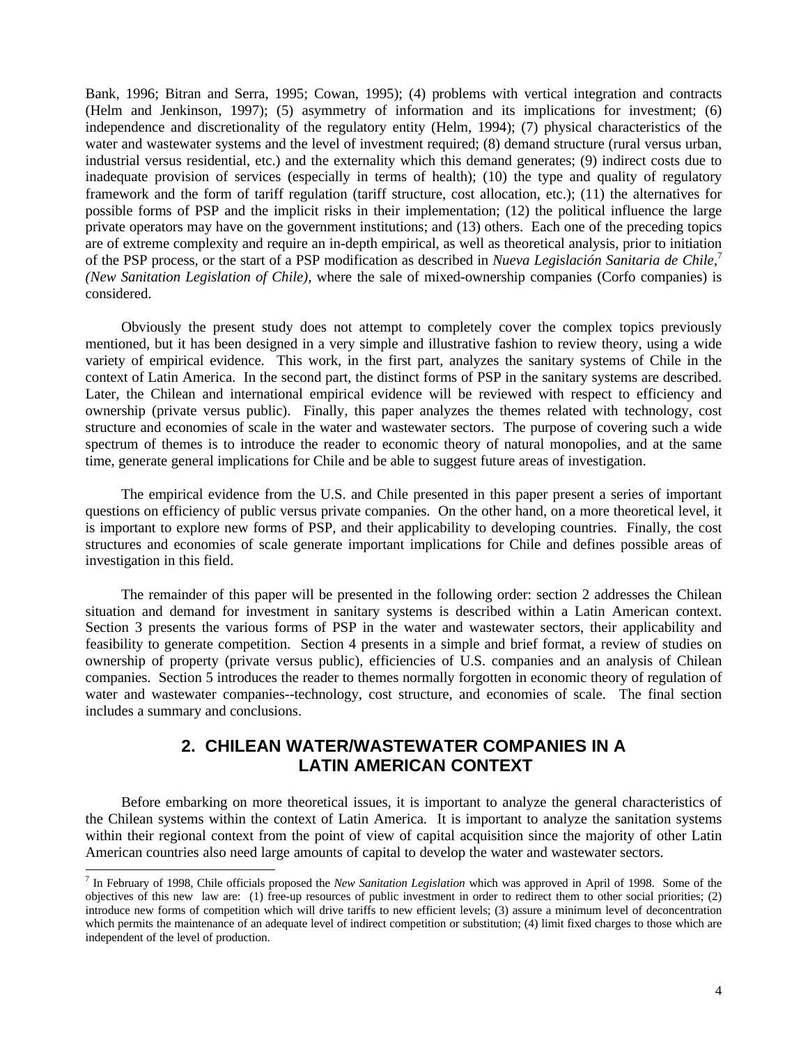Bank, 1996; Bitran and Serra, 1995; Cowan, 1995); (4) problems with vertical integration and contracts (Helm and Jenkinson, 1997); (5) asymmetry of information and its implications for investment; (6) independence and discretionality of the regulatory entity (Helm, 1994); (7) physical characteristics of the water and wastewater systems and the level of investment required; (8) demand structure (rural versus urban, industrial versus residential, etc.) and the externality which this demand generates; (9) indirect costs due to inadequate provision of services (especially in terms of health); (10) the type and quality of regulatory framework and the form of tariff regulation (tariff structure, cost allocation, etc.); (11) the alternatives for possible forms of PSP and the implicit risks in their implementation; (12) the political influence the large private operators may have on the government institutions; and (13) others. Each one of the preceding topics are of extreme complexity and require an in-depth empirical, as well as theoretical analysis, prior to initiation of the PSP process, or the start of a PSP modification as described in *Nueva Legislación Sanitaria de Chile*,[7] *(New Sanitation Legislation of Chile)*, where the sale of mixed-ownership companies (Corfo companies) is considered.

Obviously the present study does not attempt to completely cover the complex topics previously mentioned, but it has been designed in a very simple and illustrative fashion to review theory, using a wide variety of empirical evidence. This work, in the first part, analyzes the sanitary systems of Chile in the context of Latin America. In the second part, the distinct forms of PSP in the sanitary systems are described. Later, the Chilean and international empirical evidence will be reviewed with respect to efficiency and ownership (private versus public). Finally, this paper analyzes the themes related with technology, cost structure and economies of scale in the water and wastewater sectors. The purpose of covering such a wide spectrum of themes is to introduce the reader to economic theory of natural monopolies, and at the same time, generate general implications for Chile and be able to suggest future areas of investigation.

The empirical evidence from the U.S. and Chile presented in this paper present a series of important questions on efficiency of public versus private companies. On the other hand, on a more theoretical level, it is important to explore new forms of PSP, and their applicability to developing countries. Finally, the cost structures and economies of scale generate important implications for Chile and defines possible areas of investigation in this field.

The remainder of this paper will be presented in the following order: section 2 addresses the Chilean situation and demand for investment in sanitary systems is described within a Latin American context. Section 3 presents the various forms of PSP in the water and wastewater sectors, their applicability and feasibility to generate competition. Section 4 presents in a simple and brief format, a review of studies on ownership of property (private versus public), efficiencies of U.S. companies and an analysis of Chilean companies. Section 5 introduces the reader to themes normally forgotten in economic theory of regulation of water and wastewater companies--technology, cost structure, and economies of scale. The final section includes a summary and conclusions.

## 2. CHILEAN WATER/WASTEWATER COMPANIES IN A LATIN AMERICAN CONTEXT

Before embarking on more theoretical issues, it is important to analyze the general characteristics of the Chilean systems within the context of Latin America. It is important to analyze the sanitation systems within their regional context from the point of view of capital acquisition since the majority of other Latin American countries also need large amounts of capital to develop the water and wastewater sectors.

---

[7] In February of 1998, Chile officials proposed the *New Sanitation Legislation* which was approved in April of 1998. Some of the objectives of this new law are: (1) free-up resources of public investment in order to redirect them to other social priorities; (2) introduce new forms of competition which will drive tariffs to new efficient levels; (3) assure a minimum level of deconcentration which permits the maintenance of an adequate level of indirect competition or substitution; (4) limit fixed charges to those which are independent of the level of production.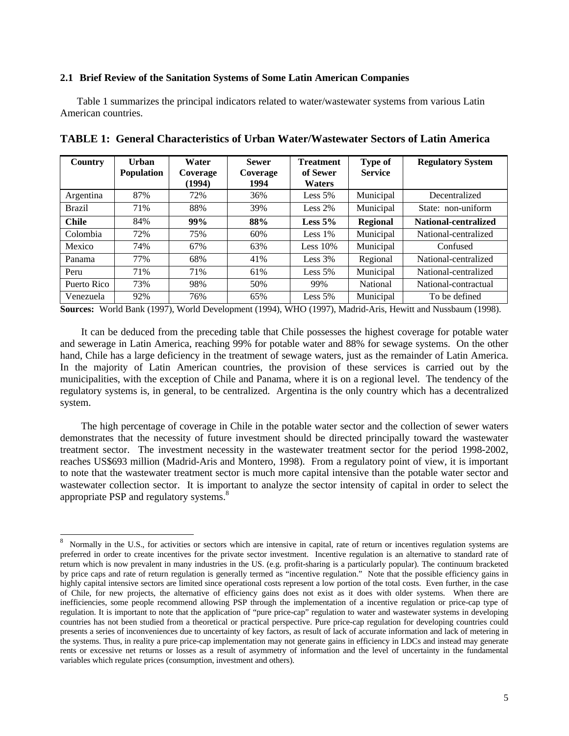### 2.1 Brief Review of the Sanitation Systems of Some Latin American Companies

Table 1 summarizes the principal indicators related to water/wastewater systems from various Latin American countries.

**TABLE 1: General Characteristics of Urban Water/Wastewater Sectors of Latin America**

| Country | Urban Population | Water Coverage (1994) | Sewer Coverage 1994 | Treatment of Sewer Waters | Type of Service | Regulatory System |
|---|---|---|---|---|---|---|
| Argentina | 87% | 72% | 36% | Less 5% | Municipal | Decentralized |
| Brazil | 71% | 88% | 39% | Less 2% | Municipal | State: non-uniform |
| **Chile** | 84% | **99%** | **88%** | **Less 5%** | **Regional** | **National-centralized** |
| Colombia | 72% | 75% | 60% | Less 1% | Municipal | National-centralized |
| Mexico | 74% | 67% | 63% | Less 10% | Municipal | Confused |
| Panama | 77% | 68% | 41% | Less 3% | Regional | National-centralized |
| Peru | 71% | 71% | 61% | Less 5% | Municipal | National-centralized |
| Puerto Rico | 73% | 98% | 50% | 99% | National | National-contractual |
| Venezuela | 92% | 76% | 65% | Less 5% | Municipal | To be defined |

**Sources:** World Bank (1997), World Development (1994), WHO (1997), Madrid-Aris, Hewitt and Nussbaum (1998).

It can be deduced from the preceding table that Chile possesses the highest coverage for potable water and sewerage in Latin America, reaching 99% for potable water and 88% for sewage systems. On the other hand, Chile has a large deficiency in the treatment of sewage waters, just as the remainder of Latin America. In the majority of Latin American countries, the provision of these services is carried out by the municipalities, with the exception of Chile and Panama, where it is on a regional level. The tendency of the regulatory systems is, in general, to be centralized. Argentina is the only country which has a decentralized system.

The high percentage of coverage in Chile in the potable water sector and the collection of sewer waters demonstrates that the necessity of future investment should be directed principally toward the wastewater treatment sector. The investment necessity in the wastewater treatment sector for the period 1998-2002, reaches US$693 million (Madrid-Aris and Montero, 1998). From a regulatory point of view, it is important to note that the wastewater treatment sector is much more capital intensive than the potable water sector and wastewater collection sector. It is important to analyze the sector intensity of capital in order to select the appropriate PSP and regulatory systems.[8]

---

[8] Normally in the U.S., for activities or sectors which are intensive in capital, rate of return or incentives regulation systems are preferred in order to create incentives for the private sector investment. Incentive regulation is an alternative to standard rate of return which is now prevalent in many industries in the US. (e.g. profit-sharing is a particularly popular). The continuum bracketed by price caps and rate of return regulation is generally termed as "incentive regulation." Note that the possible efficiency gains in highly capital intensive sectors are limited since operational costs represent a low portion of the total costs. Even further, in the case of Chile, for new projects, the alternative of efficiency gains does not exist as it does with older systems. When there are inefficiencies, some people recommend allowing PSP through the implementation of a incentive regulation or price-cap type of regulation. It is important to note that the application of "pure price-cap" regulation to water and wastewater systems in developing countries has not been studied from a theoretical or practical perspective. Pure price-cap regulation for developing countries could presents a series of inconveniences due to uncertainty of key factors, as result of lack of accurate information and lack of metering in the systems. Thus, in reality a pure price-cap implementation may not generate gains in efficiency in LDCs and instead may generate rents or excessive net returns or losses as a result of asymmetry of information and the level of uncertainty in the fundamental variables which regulate prices (consumption, investment and others).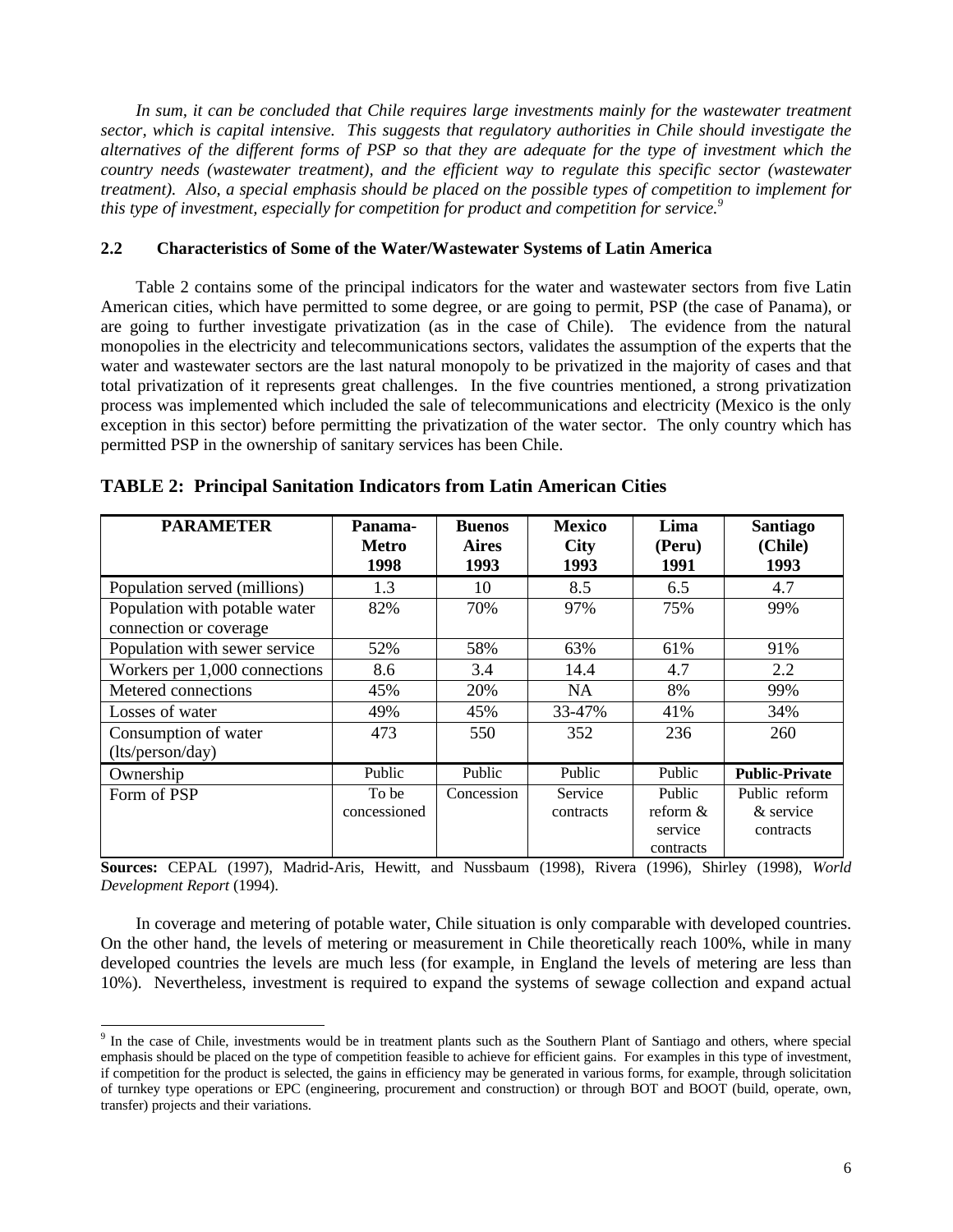*In sum, it can be concluded that Chile requires large investments mainly for the wastewater treatment sector, which is capital intensive. This suggests that regulatory authorities in Chile should investigate the alternatives of the different forms of PSP so that they are adequate for the type of investment which the country needs (wastewater treatment), and the efficient way to regulate this specific sector (wastewater treatment). Also, a special emphasis should be placed on the possible types of competition to implement for this type of investment, especially for competition for product and competition for service.*[9]

### 2.2 Characteristics of Some of the Water/Wastewater Systems of Latin America

Table 2 contains some of the principal indicators for the water and wastewater sectors from five Latin American cities, which have permitted to some degree, or are going to permit, PSP (the case of Panama), or are going to further investigate privatization (as in the case of Chile). The evidence from the natural monopolies in the electricity and telecommunications sectors, validates the assumption of the experts that the water and wastewater sectors are the last natural monopoly to be privatized in the majority of cases and that total privatization of it represents great challenges. In the five countries mentioned, a strong privatization process was implemented which included the sale of telecommunications and electricity (Mexico is the only exception in this sector) before permitting the privatization of the water sector. The only country which has permitted PSP in the ownership of sanitary services has been Chile.

**TABLE 2: Principal Sanitation Indicators from Latin American Cities**

| PARAMETER | Panama-Metro 1998 | Buenos Aires 1993 | Mexico City 1993 | Lima (Peru) 1991 | Santiago (Chile) 1993 |
|---|---|---|---|---|---|
| Population served (millions) | 1.3 | 10 | 8.5 | 6.5 | 4.7 |
| Population with potable water connection or coverage | 82% | 70% | 97% | 75% | 99% |
| Population with sewer service | 52% | 58% | 63% | 61% | 91% |
| Workers per 1,000 connections | 8.6 | 3.4 | 14.4 | 4.7 | 2.2 |
| Metered connections | 45% | 20% | NA | 8% | 99% |
| Losses of water | 49% | 45% | 33-47% | 41% | 34% |
| Consumption of water (lts/person/day) | 473 | 550 | 352 | 236 | 260 |
| Ownership | Public | Public | Public | Public | **Public-Private** |
| Form of PSP | To be concessioned | Concession | Service contracts | Public reform & service contracts | Public reform & service contracts |

**Sources:** CEPAL (1997), Madrid-Aris, Hewitt, and Nussbaum (1998), Rivera (1996), Shirley (1998), *World Development Report* (1994).

In coverage and metering of potable water, Chile situation is only comparable with developed countries. On the other hand, the levels of metering or measurement in Chile theoretically reach 100%, while in many developed countries the levels are much less (for example, in England the levels of metering are less than 10%). Nevertheless, investment is required to expand the systems of sewage collection and expand actual

[9] In the case of Chile, investments would be in treatment plants such as the Southern Plant of Santiago and others, where special emphasis should be placed on the type of competition feasible to achieve for efficient gains. For examples in this type of investment, if competition for the product is selected, the gains in efficiency may be generated in various forms, for example, through solicitation of turnkey type operations or EPC (engineering, procurement and construction) or through BOT and BOOT (build, operate, own, transfer) projects and their variations.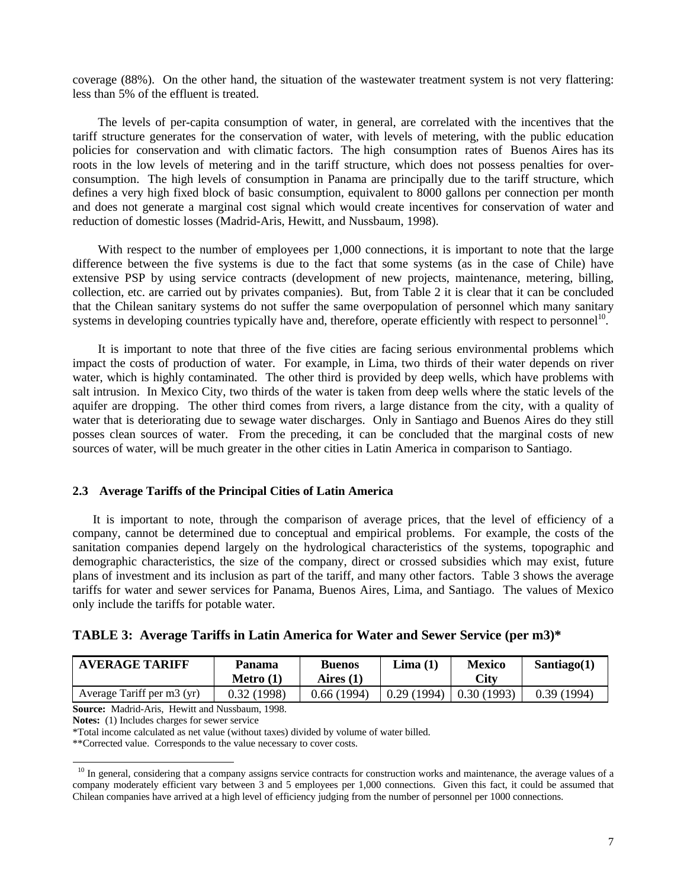coverage (88%). On the other hand, the situation of the wastewater treatment system is not very flattering: less than 5% of the effluent is treated.

The levels of per-capita consumption of water, in general, are correlated with the incentives that the tariff structure generates for the conservation of water, with levels of metering, with the public education policies for conservation and with climatic factors. The high consumption rates of Buenos Aires has its roots in the low levels of metering and in the tariff structure, which does not possess penalties for over-consumption. The high levels of consumption in Panama are principally due to the tariff structure, which defines a very high fixed block of basic consumption, equivalent to 8000 gallons per connection per month and does not generate a marginal cost signal which would create incentives for conservation of water and reduction of domestic losses (Madrid-Aris, Hewitt, and Nussbaum, 1998).

With respect to the number of employees per 1,000 connections, it is important to note that the large difference between the five systems is due to the fact that some systems (as in the case of Chile) have extensive PSP by using service contracts (development of new projects, maintenance, metering, billing, collection, etc. are carried out by privates companies). But, from Table 2 it is clear that it can be concluded that the Chilean sanitary systems do not suffer the same overpopulation of personnel which many sanitary systems in developing countries typically have and, therefore, operate efficiently with respect to personnel[10].

It is important to note that three of the five cities are facing serious environmental problems which impact the costs of production of water. For example, in Lima, two thirds of their water depends on river water, which is highly contaminated. The other third is provided by deep wells, which have problems with salt intrusion. In Mexico City, two thirds of the water is taken from deep wells where the static levels of the aquifer are dropping. The other third comes from rivers, a large distance from the city, with a quality of water that is deteriorating due to sewage water discharges. Only in Santiago and Buenos Aires do they still posses clean sources of water. From the preceding, it can be concluded that the marginal costs of new sources of water, will be much greater in the other cities in Latin America in comparison to Santiago.

### 2.3 Average Tariffs of the Principal Cities of Latin America

It is important to note, through the comparison of average prices, that the level of efficiency of a company, cannot be determined due to conceptual and empirical problems. For example, the costs of the sanitation companies depend largely on the hydrological characteristics of the systems, topographic and demographic characteristics, the size of the company, direct or crossed subsidies which may exist, future plans of investment and its inclusion as part of the tariff, and many other factors. Table 3 shows the average tariffs for water and sewer services for Panama, Buenos Aires, Lima, and Santiago. The values of Mexico only include the tariffs for potable water.

**TABLE 3: Average Tariffs in Latin America for Water and Sewer Service (per m3)***

| AVERAGE TARIFF | Panama Metro (1) | Buenos Aires (1) | Lima (1) | Mexico City | Santiago(1) |
|---|---|---|---|---|---|
| Average Tariff per m3 (yr) | 0.32 (1998) | 0.66 (1994) | 0.29 (1994) | 0.30 (1993) | 0.39 (1994) |

**Source:** Madrid-Aris, Hewitt and Nussbaum, 1998.
**Notes:** (1) Includes charges for sewer service
*Total income calculated as net value (without taxes) divided by volume of water billed.
**Corrected value. Corresponds to the value necessary to cover costs.

[10] In general, considering that a company assigns service contracts for construction works and maintenance, the average values of a company moderately efficient vary between 3 and 5 employees per 1,000 connections. Given this fact, it could be assumed that Chilean companies have arrived at a high level of efficiency judging from the number of personnel per 1000 connections.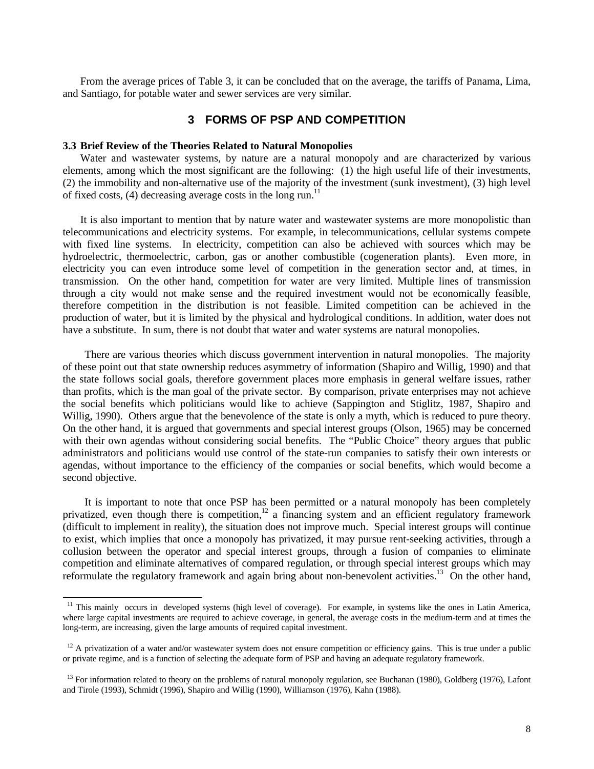From the average prices of Table 3, it can be concluded that on the average, the tariffs of Panama, Lima, and Santiago, for potable water and sewer services are very similar.

# 3 FORMS OF PSP AND COMPETITION

## 3.3 Brief Review of the Theories Related to Natural Monopolies

Water and wastewater systems, by nature are a natural monopoly and are characterized by various elements, among which the most significant are the following: (1) the high useful life of their investments, (2) the immobility and non-alternative use of the majority of the investment (sunk investment), (3) high level of fixed costs, (4) decreasing average costs in the long run.[11]

It is also important to mention that by nature water and wastewater systems are more monopolistic than telecommunications and electricity systems. For example, in telecommunications, cellular systems compete with fixed line systems. In electricity, competition can also be achieved with sources which may be hydroelectric, thermoelectric, carbon, gas or another combustible (cogeneration plants). Even more, in electricity you can even introduce some level of competition in the generation sector and, at times, in transmission. On the other hand, competition for water are very limited. Multiple lines of transmission through a city would not make sense and the required investment would not be economically feasible, therefore competition in the distribution is not feasible. Limited competition can be achieved in the production of water, but it is limited by the physical and hydrological conditions. In addition, water does not have a substitute. In sum, there is not doubt that water and water systems are natural monopolies.

There are various theories which discuss government intervention in natural monopolies. The majority of these point out that state ownership reduces asymmetry of information (Shapiro and Willig, 1990) and that the state follows social goals, therefore government places more emphasis in general welfare issues, rather than profits, which is the man goal of the private sector. By comparison, private enterprises may not achieve the social benefits which politicians would like to achieve (Sappington and Stiglitz, 1987, Shapiro and Willig, 1990). Others argue that the benevolence of the state is only a myth, which is reduced to pure theory. On the other hand, it is argued that governments and special interest groups (Olson, 1965) may be concerned with their own agendas without considering social benefits. The "Public Choice" theory argues that public administrators and politicians would use control of the state-run companies to satisfy their own interests or agendas, without importance to the efficiency of the companies or social benefits, which would become a second objective.

It is important to note that once PSP has been permitted or a natural monopoly has been completely privatized, even though there is competition,[12] a financing system and an efficient regulatory framework (difficult to implement in reality), the situation does not improve much. Special interest groups will continue to exist, which implies that once a monopoly has privatized, it may pursue rent-seeking activities, through a collusion between the operator and special interest groups, through a fusion of companies to eliminate competition and eliminate alternatives of compared regulation, or through special interest groups which may reformulate the regulatory framework and again bring about non-benevolent activities.[13] On the other hand,

---

[11] This mainly occurs in developed systems (high level of coverage). For example, in systems like the ones in Latin America, where large capital investments are required to achieve coverage, in general, the average costs in the medium-term and at times the long-term, are increasing, given the large amounts of required capital investment.

[12] A privatization of a water and/or wastewater system does not ensure competition or efficiency gains. This is true under a public or private regime, and is a function of selecting the adequate form of PSP and having an adequate regulatory framework.

[13] For information related to theory on the problems of natural monopoly regulation, see Buchanan (1980), Goldberg (1976), Lafont and Tirole (1993), Schmidt (1996), Shapiro and Willig (1990), Williamson (1976), Kahn (1988).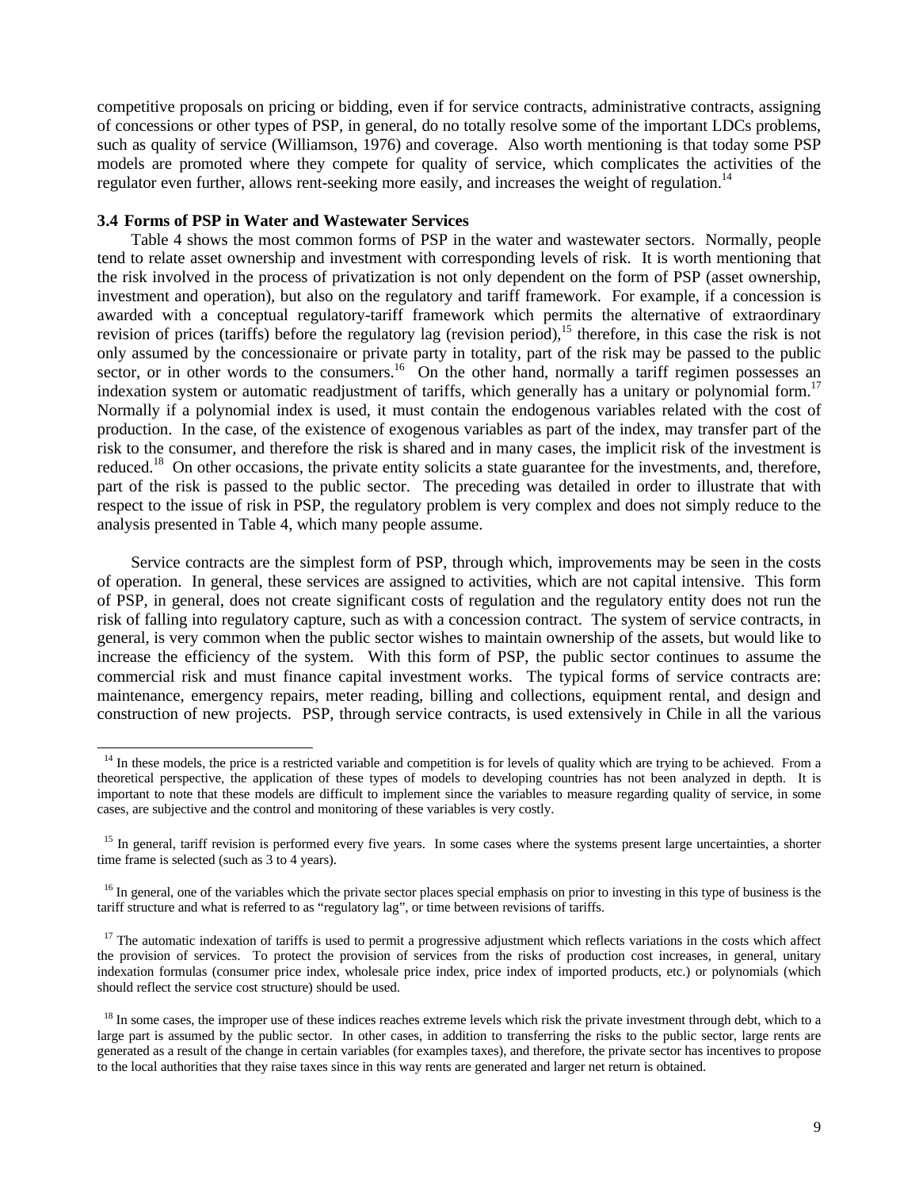competitive proposals on pricing or bidding, even if for service contracts, administrative contracts, assigning of concessions or other types of PSP, in general, do no totally resolve some of the important LDCs problems, such as quality of service (Williamson, 1976) and coverage. Also worth mentioning is that today some PSP models are promoted where they compete for quality of service, which complicates the activities of the regulator even further, allows rent-seeking more easily, and increases the weight of regulation.[14]

### 3.4 Forms of PSP in Water and Wastewater Services

Table 4 shows the most common forms of PSP in the water and wastewater sectors. Normally, people tend to relate asset ownership and investment with corresponding levels of risk. It is worth mentioning that the risk involved in the process of privatization is not only dependent on the form of PSP (asset ownership, investment and operation), but also on the regulatory and tariff framework. For example, if a concession is awarded with a conceptual regulatory-tariff framework which permits the alternative of extraordinary revision of prices (tariffs) before the regulatory lag (revision period),[15] therefore, in this case the risk is not only assumed by the concessionaire or private party in totality, part of the risk may be passed to the public sector, or in other words to the consumers.[16] On the other hand, normally a tariff regimen possesses an indexation system or automatic readjustment of tariffs, which generally has a unitary or polynomial form.[17] Normally if a polynomial index is used, it must contain the endogenous variables related with the cost of production. In the case, of the existence of exogenous variables as part of the index, may transfer part of the risk to the consumer, and therefore the risk is shared and in many cases, the implicit risk of the investment is reduced.[18] On other occasions, the private entity solicits a state guarantee for the investments, and, therefore, part of the risk is passed to the public sector. The preceding was detailed in order to illustrate that with respect to the issue of risk in PSP, the regulatory problem is very complex and does not simply reduce to the analysis presented in Table 4, which many people assume.

Service contracts are the simplest form of PSP, through which, improvements may be seen in the costs of operation. In general, these services are assigned to activities, which are not capital intensive. This form of PSP, in general, does not create significant costs of regulation and the regulatory entity does not run the risk of falling into regulatory capture, such as with a concession contract. The system of service contracts, in general, is very common when the public sector wishes to maintain ownership of the assets, but would like to increase the efficiency of the system. With this form of PSP, the public sector continues to assume the commercial risk and must finance capital investment works. The typical forms of service contracts are: maintenance, emergency repairs, meter reading, billing and collections, equipment rental, and design and construction of new projects. PSP, through service contracts, is used extensively in Chile in all the various

---

[14] In these models, the price is a restricted variable and competition is for levels of quality which are trying to be achieved. From a theoretical perspective, the application of these types of models to developing countries has not been analyzed in depth. It is important to note that these models are difficult to implement since the variables to measure regarding quality of service, in some cases, are subjective and the control and monitoring of these variables is very costly.

[15] In general, tariff revision is performed every five years. In some cases where the systems present large uncertainties, a shorter time frame is selected (such as 3 to 4 years).

[16] In general, one of the variables which the private sector places special emphasis on prior to investing in this type of business is the tariff structure and what is referred to as "regulatory lag", or time between revisions of tariffs.

[17] The automatic indexation of tariffs is used to permit a progressive adjustment which reflects variations in the costs which affect the provision of services. To protect the provision of services from the risks of production cost increases, in general, unitary indexation formulas (consumer price index, wholesale price index, price index of imported products, etc.) or polynomials (which should reflect the service cost structure) should be used.

[18] In some cases, the improper use of these indices reaches extreme levels which risk the private investment through debt, which to a large part is assumed by the public sector. In other cases, in addition to transferring the risks to the public sector, large rents are generated as a result of the change in certain variables (for examples taxes), and therefore, the private sector has incentives to propose to the local authorities that they raise taxes since in this way rents are generated and larger net return is obtained.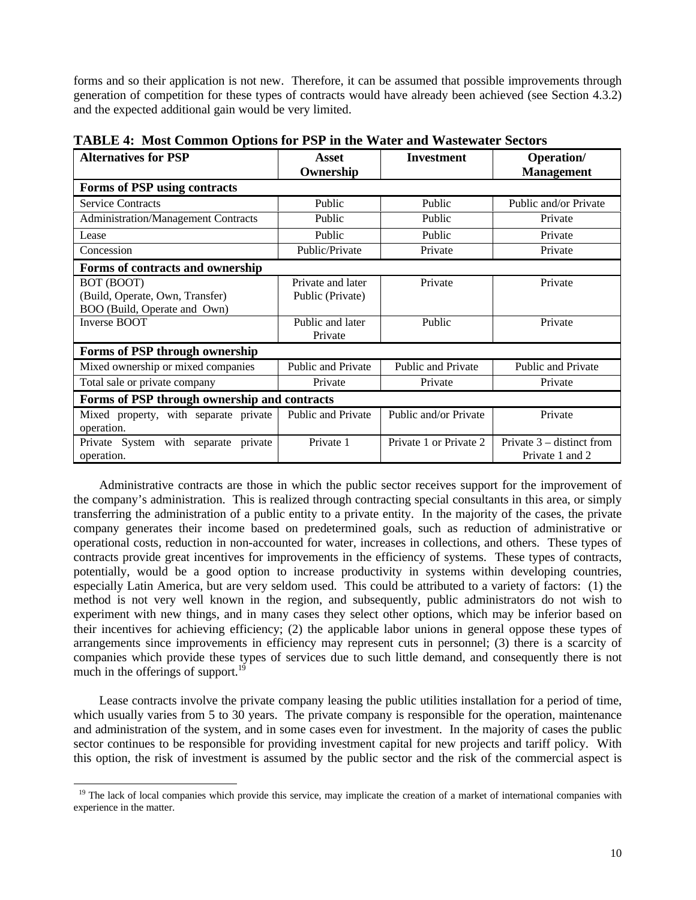forms and so their application is not new. Therefore, it can be assumed that possible improvements through generation of competition for these types of contracts would have already been achieved (see Section 4.3.2) and the expected additional gain would be very limited.

**TABLE 4: Most Common Options for PSP in the Water and Wastewater Sectors**

| Alternatives for PSP | Asset Ownership | Investment | Operation/ Management |
|---|---|---|---|
| **Forms of PSP using contracts** | | | |
| Service Contracts | Public | Public | Public and/or Private |
| Administration/Management Contracts | Public | Public | Private |
| Lease | Public | Public | Private |
| Concession | Public/Private | Private | Private |
| **Forms of contracts and ownership** | | | |
| BOT (BOOT) (Build, Operate, Own, Transfer) BOO (Build, Operate and Own) | Private and later Public (Private) | Private | Private |
| Inverse BOOT | Public and later Private | Public | Private |
| **Forms of PSP through ownership** | | | |
| Mixed ownership or mixed companies | Public and Private | Public and Private | Public and Private |
| Total sale or private company | Private | Private | Private |
| **Forms of PSP through ownership and contracts** | | | |
| Mixed property, with separate private operation. | Public and Private | Public and/or Private | Private |
| Private System with separate private operation. | Private 1 | Private 1 or Private 2 | Private 3 – distinct from Private 1 and 2 |

Administrative contracts are those in which the public sector receives support for the improvement of the company's administration. This is realized through contracting special consultants in this area, or simply transferring the administration of a public entity to a private entity. In the majority of the cases, the private company generates their income based on predetermined goals, such as reduction of administrative or operational costs, reduction in non-accounted for water, increases in collections, and others. These types of contracts provide great incentives for improvements in the efficiency of systems. These types of contracts, potentially, would be a good option to increase productivity in systems within developing countries, especially Latin America, but are very seldom used. This could be attributed to a variety of factors: (1) the method is not very well known in the region, and subsequently, public administrators do not wish to experiment with new things, and in many cases they select other options, which may be inferior based on their incentives for achieving efficiency; (2) the applicable labor unions in general oppose these types of arrangements since improvements in efficiency may represent cuts in personnel; (3) there is a scarcity of companies which provide these types of services due to such little demand, and consequently there is not much in the offerings of support.[19]

Lease contracts involve the private company leasing the public utilities installation for a period of time, which usually varies from 5 to 30 years. The private company is responsible for the operation, maintenance and administration of the system, and in some cases even for investment. In the majority of cases the public sector continues to be responsible for providing investment capital for new projects and tariff policy. With this option, the risk of investment is assumed by the public sector and the risk of the commercial aspect is

[19] The lack of local companies which provide this service, may implicate the creation of a market of international companies with experience in the matter.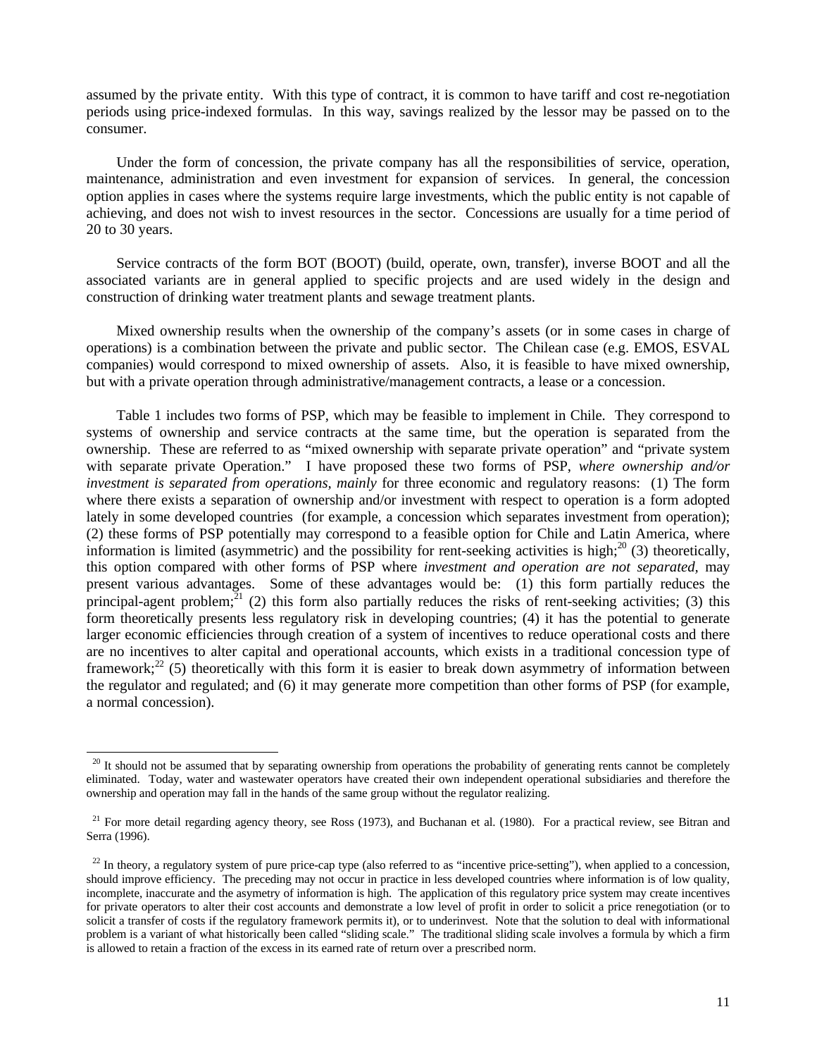assumed by the private entity. With this type of contract, it is common to have tariff and cost re-negotiation periods using price-indexed formulas. In this way, savings realized by the lessor may be passed on to the consumer.

Under the form of concession, the private company has all the responsibilities of service, operation, maintenance, administration and even investment for expansion of services. In general, the concession option applies in cases where the systems require large investments, which the public entity is not capable of achieving, and does not wish to invest resources in the sector. Concessions are usually for a time period of 20 to 30 years.

Service contracts of the form BOT (BOOT) (build, operate, own, transfer), inverse BOOT and all the associated variants are in general applied to specific projects and are used widely in the design and construction of drinking water treatment plants and sewage treatment plants.

Mixed ownership results when the ownership of the company's assets (or in some cases in charge of operations) is a combination between the private and public sector. The Chilean case (e.g. EMOS, ESVAL companies) would correspond to mixed ownership of assets. Also, it is feasible to have mixed ownership, but with a private operation through administrative/management contracts, a lease or a concession.

Table 1 includes two forms of PSP, which may be feasible to implement in Chile. They correspond to systems of ownership and service contracts at the same time, but the operation is separated from the ownership. These are referred to as "mixed ownership with separate private operation" and "private system with separate private Operation." I have proposed these two forms of PSP, *where ownership and/or investment is separated from operations, mainly* for three economic and regulatory reasons: (1) The form where there exists a separation of ownership and/or investment with respect to operation is a form adopted lately in some developed countries (for example, a concession which separates investment from operation); (2) these forms of PSP potentially may correspond to a feasible option for Chile and Latin America, where information is limited (asymmetric) and the possibility for rent-seeking activities is high;[20] (3) theoretically, this option compared with other forms of PSP where *investment and operation are not separated,* may present various advantages. Some of these advantages would be: (1) this form partially reduces the principal-agent problem;[21] (2) this form also partially reduces the risks of rent-seeking activities; (3) this form theoretically presents less regulatory risk in developing countries; (4) it has the potential to generate larger economic efficiencies through creation of a system of incentives to reduce operational costs and there are no incentives to alter capital and operational accounts, which exists in a traditional concession type of framework;[22] (5) theoretically with this form it is easier to break down asymmetry of information between the regulator and regulated; and (6) it may generate more competition than other forms of PSP (for example, a normal concession).

---

[20] It should not be assumed that by separating ownership from operations the probability of generating rents cannot be completely eliminated. Today, water and wastewater operators have created their own independent operational subsidiaries and therefore the ownership and operation may fall in the hands of the same group without the regulator realizing.

[21] For more detail regarding agency theory, see Ross (1973), and Buchanan et al. (1980). For a practical review, see Bitran and Serra (1996).

[22] In theory, a regulatory system of pure price-cap type (also referred to as "incentive price-setting"), when applied to a concession, should improve efficiency. The preceding may not occur in practice in less developed countries where information is of low quality, incomplete, inaccurate and the asymetry of information is high. The application of this regulatory price system may create incentives for private operators to alter their cost accounts and demonstrate a low level of profit in order to solicit a price renegotiation (or to solicit a transfer of costs if the regulatory framework permits it), or to underinvest. Note that the solution to deal with informational problem is a variant of what historically been called "sliding scale." The traditional sliding scale involves a formula by which a firm is allowed to retain a fraction of the excess in its earned rate of return over a prescribed norm.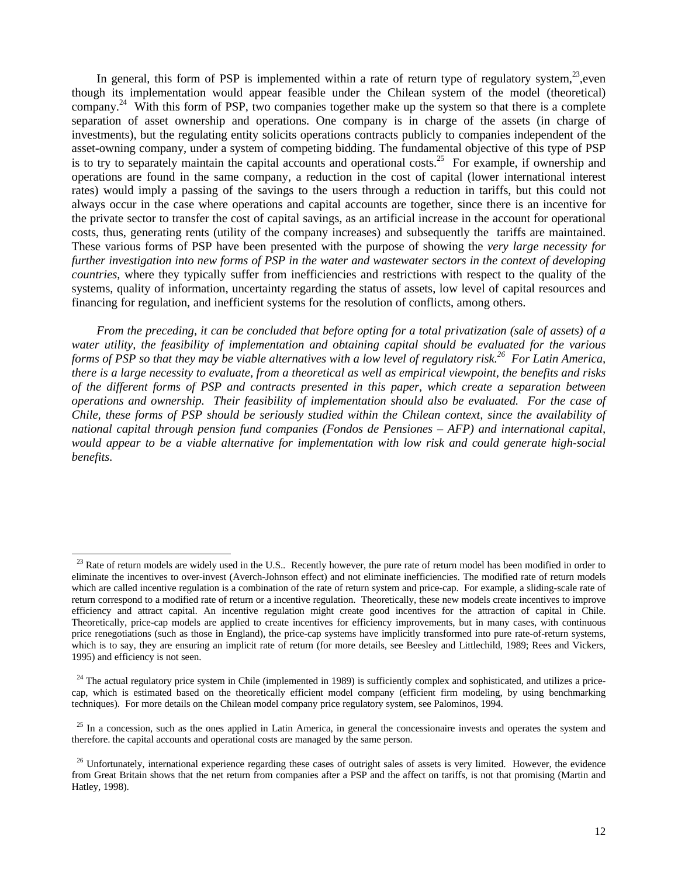In general, this form of PSP is implemented within a rate of return type of regulatory system,[23],even though its implementation would appear feasible under the Chilean system of the model (theoretical) company.[24] With this form of PSP, two companies together make up the system so that there is a complete separation of asset ownership and operations. One company is in charge of the assets (in charge of investments), but the regulating entity solicits operations contracts publicly to companies independent of the asset-owning company, under a system of competing bidding. The fundamental objective of this type of PSP is to try to separately maintain the capital accounts and operational costs.[25] For example, if ownership and operations are found in the same company, a reduction in the cost of capital (lower international interest rates) would imply a passing of the savings to the users through a reduction in tariffs, but this could not always occur in the case where operations and capital accounts are together, since there is an incentive for the private sector to transfer the cost of capital savings, as an artificial increase in the account for operational costs, thus, generating rents (utility of the company increases) and subsequently the tariffs are maintained. These various forms of PSP have been presented with the purpose of showing the *very large necessity for further investigation into new forms of PSP in the water and wastewater sectors in the context of developing countries*, where they typically suffer from inefficiencies and restrictions with respect to the quality of the systems, quality of information, uncertainty regarding the status of assets, low level of capital resources and financing for regulation, and inefficient systems for the resolution of conflicts, among others.

*From the preceding, it can be concluded that before opting for a total privatization (sale of assets) of a water utility, the feasibility of implementation and obtaining capital should be evaluated for the various forms of PSP so that they may be viable alternatives with a low level of regulatory risk.[26] For Latin America, there is a large necessity to evaluate, from a theoretical as well as empirical viewpoint, the benefits and risks of the different forms of PSP and contracts presented in this paper, which create a separation between operations and ownership. Their feasibility of implementation should also be evaluated. For the case of Chile, these forms of PSP should be seriously studied within the Chilean context, since the availability of national capital through pension fund companies (Fondos de Pensiones – AFP) and international capital, would appear to be a viable alternative for implementation with low risk and could generate high-social benefits.*

---

[23] Rate of return models are widely used in the U.S.. Recently however, the pure rate of return model has been modified in order to eliminate the incentives to over-invest (Averch-Johnson effect) and not eliminate inefficiencies. The modified rate of return models which are called incentive regulation is a combination of the rate of return system and price-cap. For example, a sliding-scale rate of return correspond to a modified rate of return or a incentive regulation. Theoretically, these new models create incentives to improve efficiency and attract capital. An incentive regulation might create good incentives for the attraction of capital in Chile. Theoretically, price-cap models are applied to create incentives for efficiency improvements, but in many cases, with continuous price renegotiations (such as those in England), the price-cap systems have implicitly transformed into pure rate-of-return systems, which is to say, they are ensuring an implicit rate of return (for more details, see Beesley and Littlechild, 1989; Rees and Vickers, 1995) and efficiency is not seen.

[24] The actual regulatory price system in Chile (implemented in 1989) is sufficiently complex and sophisticated, and utilizes a price-cap, which is estimated based on the theoretically efficient model company (efficient firm modeling, by using benchmarking techniques). For more details on the Chilean model company price regulatory system, see Palominos, 1994.

[25] In a concession, such as the ones applied in Latin America, in general the concessionaire invests and operates the system and therefore. the capital accounts and operational costs are managed by the same person.

[26] Unfortunately, international experience regarding these cases of outright sales of assets is very limited. However, the evidence from Great Britain shows that the net return from companies after a PSP and the affect on tariffs, is not that promising (Martin and Hatley, 1998).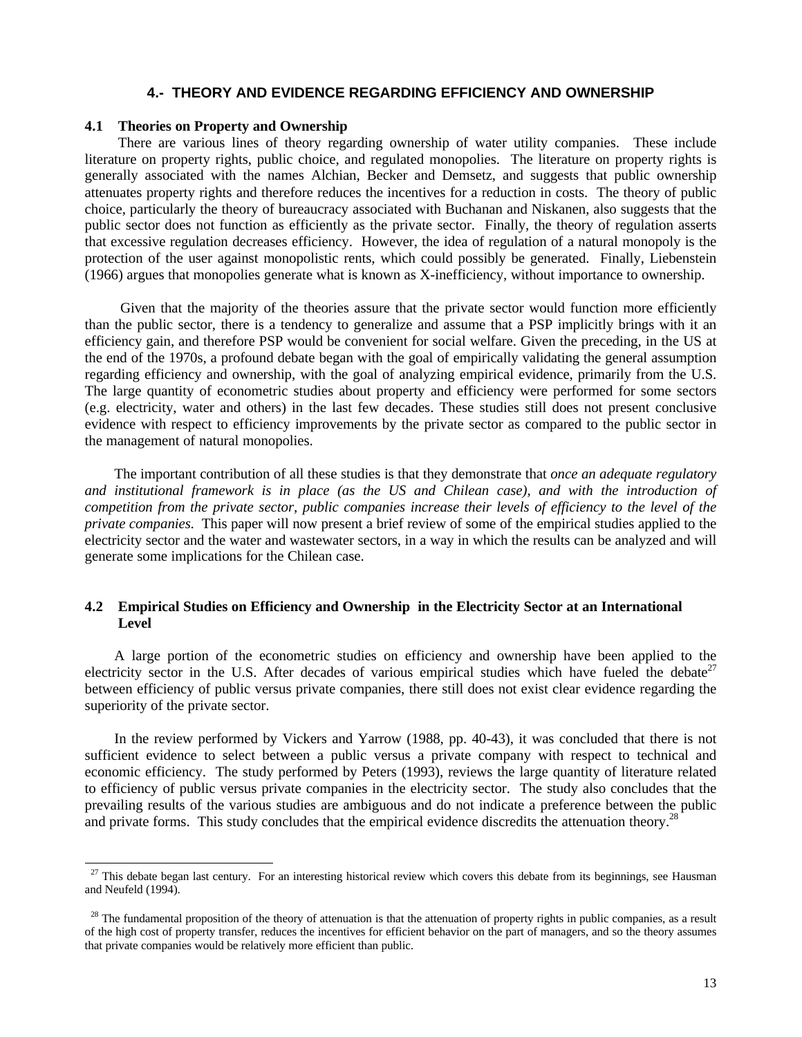# 4.- THEORY AND EVIDENCE REGARDING EFFICIENCY AND OWNERSHIP

## 4.1 Theories on Property and Ownership

There are various lines of theory regarding ownership of water utility companies. These include literature on property rights, public choice, and regulated monopolies. The literature on property rights is generally associated with the names Alchian, Becker and Demsetz, and suggests that public ownership attenuates property rights and therefore reduces the incentives for a reduction in costs. The theory of public choice, particularly the theory of bureaucracy associated with Buchanan and Niskanen, also suggests that the public sector does not function as efficiently as the private sector. Finally, the theory of regulation asserts that excessive regulation decreases efficiency. However, the idea of regulation of a natural monopoly is the protection of the user against monopolistic rents, which could possibly be generated. Finally, Liebenstein (1966) argues that monopolies generate what is known as X-inefficiency, without importance to ownership.

Given that the majority of the theories assure that the private sector would function more efficiently than the public sector, there is a tendency to generalize and assume that a PSP implicitly brings with it an efficiency gain, and therefore PSP would be convenient for social welfare. Given the preceding, in the US at the end of the 1970s, a profound debate began with the goal of empirically validating the general assumption regarding efficiency and ownership, with the goal of analyzing empirical evidence, primarily from the U.S. The large quantity of econometric studies about property and efficiency were performed for some sectors (e.g. electricity, water and others) in the last few decades. These studies still does not present conclusive evidence with respect to efficiency improvements by the private sector as compared to the public sector in the management of natural monopolies.

The important contribution of all these studies is that they demonstrate that *once an adequate regulatory and institutional framework is in place (as the US and Chilean case), and with the introduction of competition from the private sector, public companies increase their levels of efficiency to the level of the private companies.* This paper will now present a brief review of some of the empirical studies applied to the electricity sector and the water and wastewater sectors, in a way in which the results can be analyzed and will generate some implications for the Chilean case.

## 4.2 Empirical Studies on Efficiency and Ownership in the Electricity Sector at an International Level

A large portion of the econometric studies on efficiency and ownership have been applied to the electricity sector in the U.S. After decades of various empirical studies which have fueled the debate[27] between efficiency of public versus private companies, there still does not exist clear evidence regarding the superiority of the private sector.

In the review performed by Vickers and Yarrow (1988, pp. 40-43), it was concluded that there is not sufficient evidence to select between a public versus a private company with respect to technical and economic efficiency. The study performed by Peters (1993), reviews the large quantity of literature related to efficiency of public versus private companies in the electricity sector. The study also concludes that the prevailing results of the various studies are ambiguous and do not indicate a preference between the public and private forms. This study concludes that the empirical evidence discredits the attenuation theory.[28]

---

[27] This debate began last century. For an interesting historical review which covers this debate from its beginnings, see Hausman and Neufeld (1994).

[28] The fundamental proposition of the theory of attenuation is that the attenuation of property rights in public companies, as a result of the high cost of property transfer, reduces the incentives for efficient behavior on the part of managers, and so the theory assumes that private companies would be relatively more efficient than public.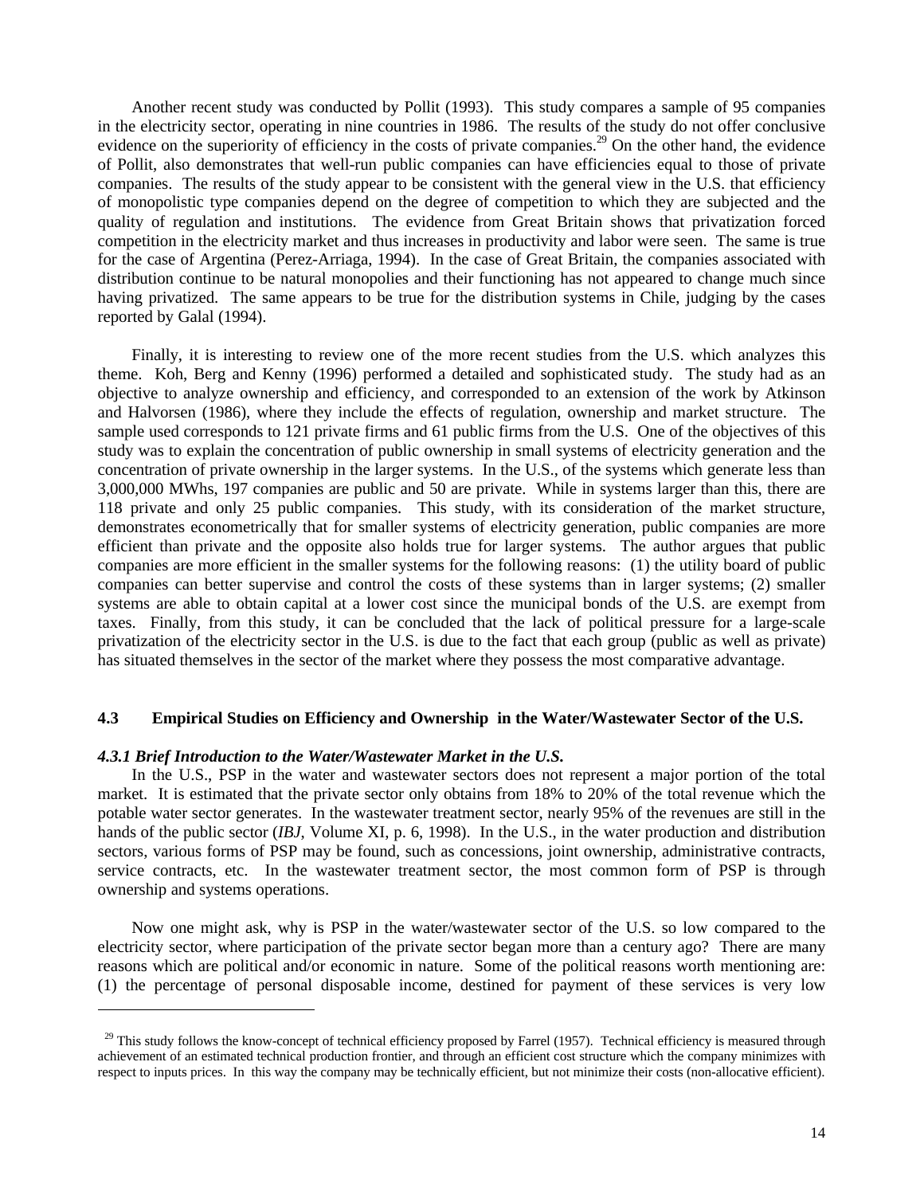Another recent study was conducted by Pollit (1993). This study compares a sample of 95 companies in the electricity sector, operating in nine countries in 1986. The results of the study do not offer conclusive evidence on the superiority of efficiency in the costs of private companies.[29] On the other hand, the evidence of Pollit, also demonstrates that well-run public companies can have efficiencies equal to those of private companies. The results of the study appear to be consistent with the general view in the U.S. that efficiency of monopolistic type companies depend on the degree of competition to which they are subjected and the quality of regulation and institutions. The evidence from Great Britain shows that privatization forced competition in the electricity market and thus increases in productivity and labor were seen. The same is true for the case of Argentina (Perez-Arriaga, 1994). In the case of Great Britain, the companies associated with distribution continue to be natural monopolies and their functioning has not appeared to change much since having privatized. The same appears to be true for the distribution systems in Chile, judging by the cases reported by Galal (1994).

Finally, it is interesting to review one of the more recent studies from the U.S. which analyzes this theme. Koh, Berg and Kenny (1996) performed a detailed and sophisticated study. The study had as an objective to analyze ownership and efficiency, and corresponded to an extension of the work by Atkinson and Halvorsen (1986), where they include the effects of regulation, ownership and market structure. The sample used corresponds to 121 private firms and 61 public firms from the U.S. One of the objectives of this study was to explain the concentration of public ownership in small systems of electricity generation and the concentration of private ownership in the larger systems. In the U.S., of the systems which generate less than 3,000,000 MWhs, 197 companies are public and 50 are private. While in systems larger than this, there are 118 private and only 25 public companies. This study, with its consideration of the market structure, demonstrates econometrically that for smaller systems of electricity generation, public companies are more efficient than private and the opposite also holds true for larger systems. The author argues that public companies are more efficient in the smaller systems for the following reasons: (1) the utility board of public companies can better supervise and control the costs of these systems than in larger systems; (2) smaller systems are able to obtain capital at a lower cost since the municipal bonds of the U.S. are exempt from taxes. Finally, from this study, it can be concluded that the lack of political pressure for a large-scale privatization of the electricity sector in the U.S. is due to the fact that each group (public as well as private) has situated themselves in the sector of the market where they possess the most comparative advantage.

## 4.3 Empirical Studies on Efficiency and Ownership in the Water/Wastewater Sector of the U.S.

### *4.3.1 Brief Introduction to the Water/Wastewater Market in the U.S.*

In the U.S., PSP in the water and wastewater sectors does not represent a major portion of the total market. It is estimated that the private sector only obtains from 18% to 20% of the total revenue which the potable water sector generates. In the wastewater treatment sector, nearly 95% of the revenues are still in the hands of the public sector (*IBJ*, Volume XI, p. 6, 1998). In the U.S., in the water production and distribution sectors, various forms of PSP may be found, such as concessions, joint ownership, administrative contracts, service contracts, etc. In the wastewater treatment sector, the most common form of PSP is through ownership and systems operations.

Now one might ask, why is PSP in the water/wastewater sector of the U.S. so low compared to the electricity sector, where participation of the private sector began more than a century ago? There are many reasons which are political and/or economic in nature. Some of the political reasons worth mentioning are: (1) the percentage of personal disposable income, destined for payment of these services is very low

[29] This study follows the know-concept of technical efficiency proposed by Farrel (1957). Technical efficiency is measured through achievement of an estimated technical production frontier, and through an efficient cost structure which the company minimizes with respect to inputs prices. In this way the company may be technically efficient, but not minimize their costs (non-allocative efficient).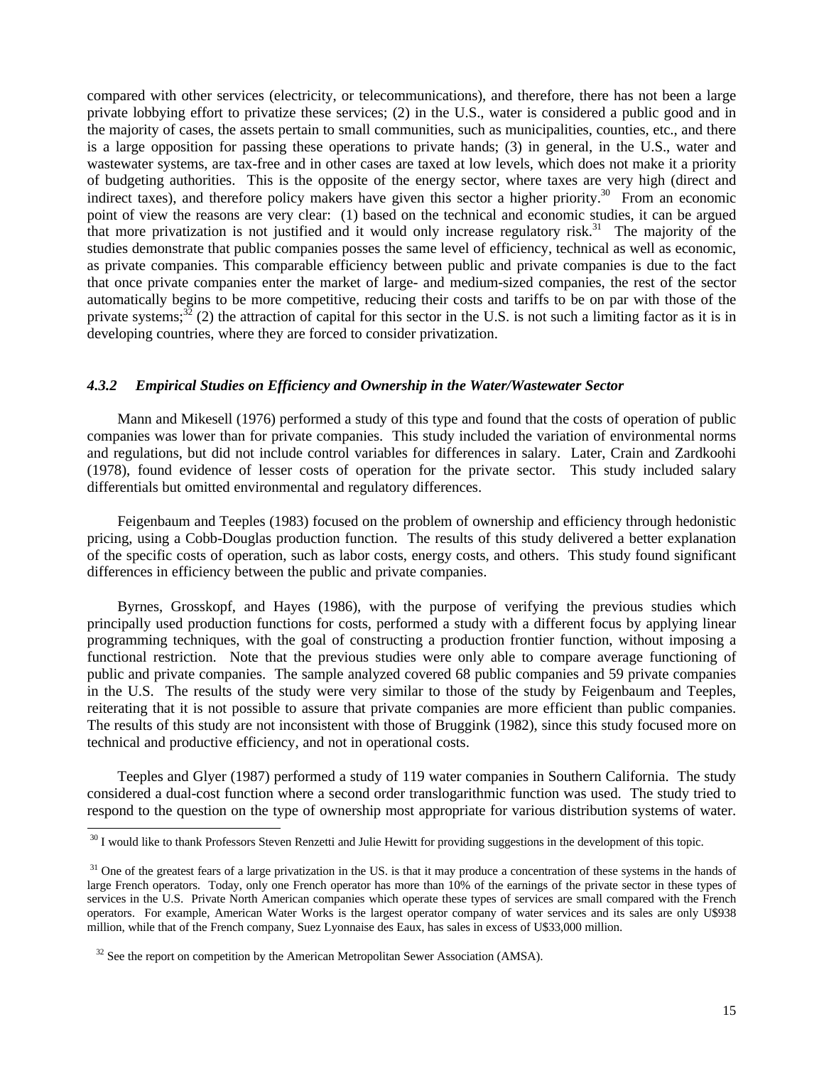compared with other services (electricity, or telecommunications), and therefore, there has not been a large private lobbying effort to privatize these services; (2) in the U.S., water is considered a public good and in the majority of cases, the assets pertain to small communities, such as municipalities, counties, etc., and there is a large opposition for passing these operations to private hands; (3) in general, in the U.S., water and wastewater systems, are tax-free and in other cases are taxed at low levels, which does not make it a priority of budgeting authorities. This is the opposite of the energy sector, where taxes are very high (direct and indirect taxes), and therefore policy makers have given this sector a higher priority.[30] From an economic point of view the reasons are very clear: (1) based on the technical and economic studies, it can be argued that more privatization is not justified and it would only increase regulatory risk.[31] The majority of the studies demonstrate that public companies posses the same level of efficiency, technical as well as economic, as private companies. This comparable efficiency between public and private companies is due to the fact that once private companies enter the market of large- and medium-sized companies, the rest of the sector automatically begins to be more competitive, reducing their costs and tariffs to be on par with those of the private systems;[32] (2) the attraction of capital for this sector in the U.S. is not such a limiting factor as it is in developing countries, where they are forced to consider privatization.

### *4.3.2 Empirical Studies on Efficiency and Ownership in the Water/Wastewater Sector*

Mann and Mikesell (1976) performed a study of this type and found that the costs of operation of public companies was lower than for private companies. This study included the variation of environmental norms and regulations, but did not include control variables for differences in salary. Later, Crain and Zardkoohi (1978), found evidence of lesser costs of operation for the private sector. This study included salary differentials but omitted environmental and regulatory differences.

Feigenbaum and Teeples (1983) focused on the problem of ownership and efficiency through hedonistic pricing, using a Cobb-Douglas production function. The results of this study delivered a better explanation of the specific costs of operation, such as labor costs, energy costs, and others. This study found significant differences in efficiency between the public and private companies.

Byrnes, Grosskopf, and Hayes (1986), with the purpose of verifying the previous studies which principally used production functions for costs, performed a study with a different focus by applying linear programming techniques, with the goal of constructing a production frontier function, without imposing a functional restriction. Note that the previous studies were only able to compare average functioning of public and private companies. The sample analyzed covered 68 public companies and 59 private companies in the U.S. The results of the study were very similar to those of the study by Feigenbaum and Teeples, reiterating that it is not possible to assure that private companies are more efficient than public companies. The results of this study are not inconsistent with those of Bruggink (1982), since this study focused more on technical and productive efficiency, and not in operational costs.

Teeples and Glyer (1987) performed a study of 119 water companies in Southern California. The study considered a dual-cost function where a second order translogarithmic function was used. The study tried to respond to the question on the type of ownership most appropriate for various distribution systems of water.

---

[30] I would like to thank Professors Steven Renzetti and Julie Hewitt for providing suggestions in the development of this topic.

[31] One of the greatest fears of a large privatization in the US. is that it may produce a concentration of these systems in the hands of large French operators. Today, only one French operator has more than 10% of the earnings of the private sector in these types of services in the U.S. Private North American companies which operate these types of services are small compared with the French operators. For example, American Water Works is the largest operator company of water services and its sales are only U$938 million, while that of the French company, Suez Lyonnaise des Eaux, has sales in excess of U$33,000 million.

[32] See the report on competition by the American Metropolitan Sewer Association (AMSA).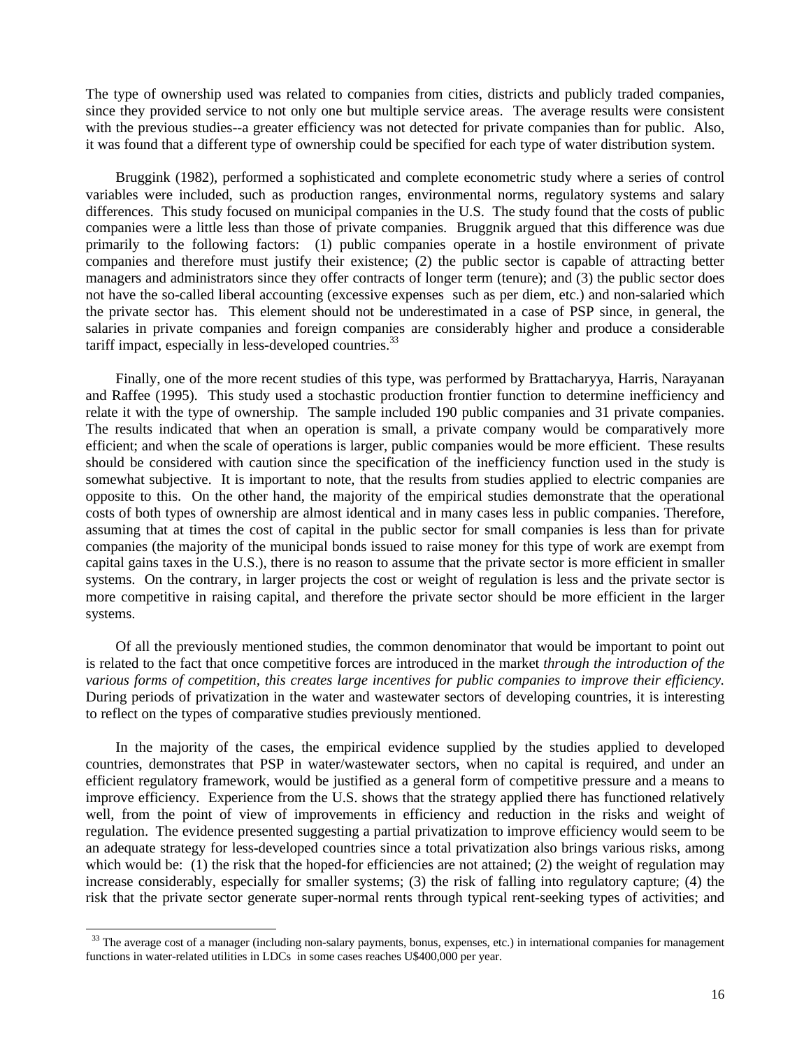The type of ownership used was related to companies from cities, districts and publicly traded companies, since they provided service to not only one but multiple service areas. The average results were consistent with the previous studies--a greater efficiency was not detected for private companies than for public. Also, it was found that a different type of ownership could be specified for each type of water distribution system.

Bruggink (1982), performed a sophisticated and complete econometric study where a series of control variables were included, such as production ranges, environmental norms, regulatory systems and salary differences. This study focused on municipal companies in the U.S. The study found that the costs of public companies were a little less than those of private companies. Bruggnik argued that this difference was due primarily to the following factors: (1) public companies operate in a hostile environment of private companies and therefore must justify their existence; (2) the public sector is capable of attracting better managers and administrators since they offer contracts of longer term (tenure); and (3) the public sector does not have the so-called liberal accounting (excessive expenses such as per diem, etc.) and non-salaried which the private sector has. This element should not be underestimated in a case of PSP since, in general, the salaries in private companies and foreign companies are considerably higher and produce a considerable tariff impact, especially in less-developed countries.[33]

Finally, one of the more recent studies of this type, was performed by Brattacharyya, Harris, Narayanan and Raffee (1995). This study used a stochastic production frontier function to determine inefficiency and relate it with the type of ownership. The sample included 190 public companies and 31 private companies. The results indicated that when an operation is small, a private company would be comparatively more efficient; and when the scale of operations is larger, public companies would be more efficient. These results should be considered with caution since the specification of the inefficiency function used in the study is somewhat subjective. It is important to note, that the results from studies applied to electric companies are opposite to this. On the other hand, the majority of the empirical studies demonstrate that the operational costs of both types of ownership are almost identical and in many cases less in public companies. Therefore, assuming that at times the cost of capital in the public sector for small companies is less than for private companies (the majority of the municipal bonds issued to raise money for this type of work are exempt from capital gains taxes in the U.S.), there is no reason to assume that the private sector is more efficient in smaller systems. On the contrary, in larger projects the cost or weight of regulation is less and the private sector is more competitive in raising capital, and therefore the private sector should be more efficient in the larger systems.

Of all the previously mentioned studies, the common denominator that would be important to point out is related to the fact that once competitive forces are introduced in the market *through the introduction of the various forms of competition, this creates large incentives for public companies to improve their efficiency.* During periods of privatization in the water and wastewater sectors of developing countries, it is interesting to reflect on the types of comparative studies previously mentioned.

In the majority of the cases, the empirical evidence supplied by the studies applied to developed countries, demonstrates that PSP in water/wastewater sectors, when no capital is required, and under an efficient regulatory framework, would be justified as a general form of competitive pressure and a means to improve efficiency. Experience from the U.S. shows that the strategy applied there has functioned relatively well, from the point of view of improvements in efficiency and reduction in the risks and weight of regulation. The evidence presented suggesting a partial privatization to improve efficiency would seem to be an adequate strategy for less-developed countries since a total privatization also brings various risks, among which would be: (1) the risk that the hoped-for efficiencies are not attained; (2) the weight of regulation may increase considerably, especially for smaller systems; (3) the risk of falling into regulatory capture; (4) the risk that the private sector generate super-normal rents through typical rent-seeking types of activities; and

[33] The average cost of a manager (including non-salary payments, bonus, expenses, etc.) in international companies for management functions in water-related utilities in LDCs in some cases reaches U$400,000 per year.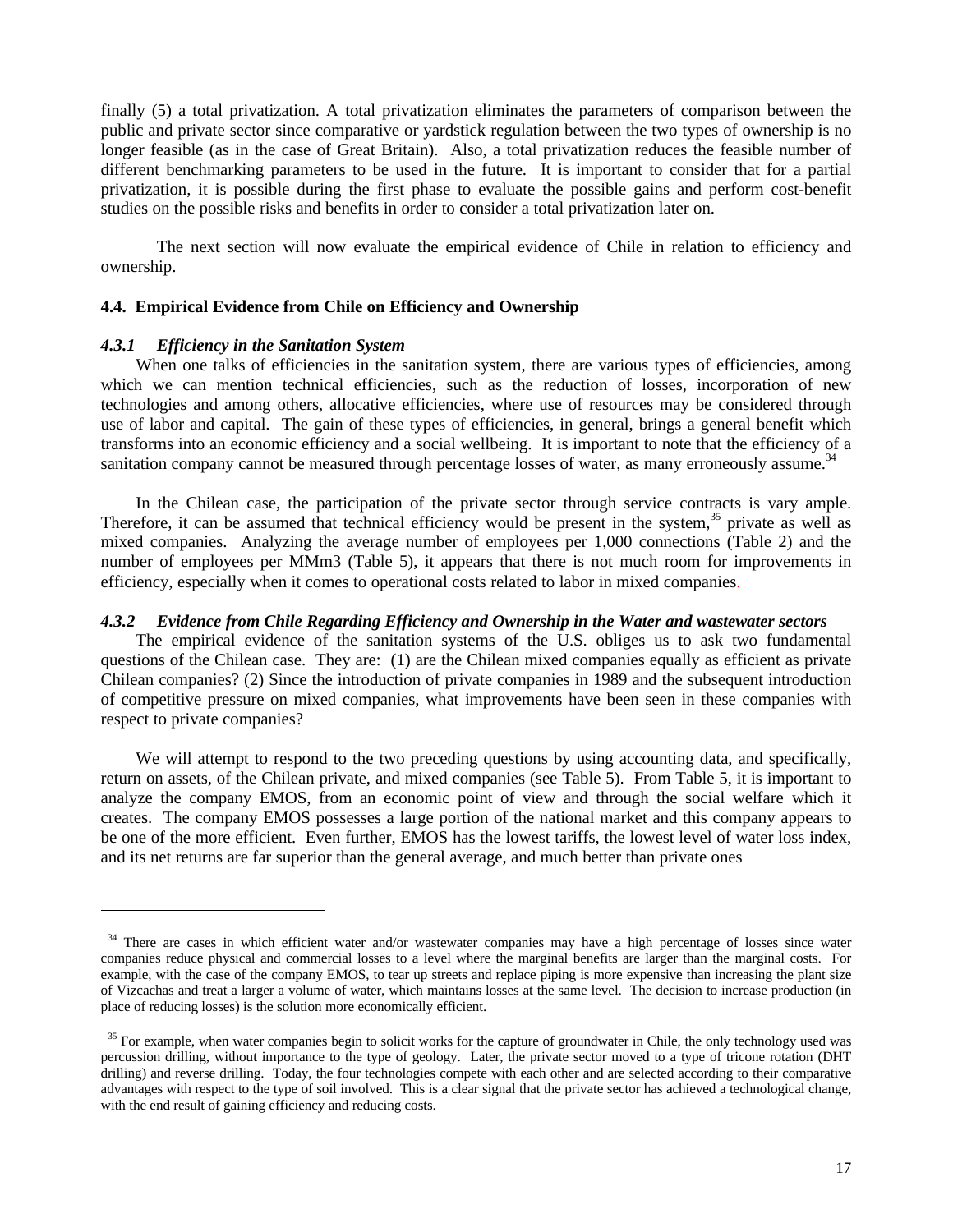finally (5) a total privatization. A total privatization eliminates the parameters of comparison between the public and private sector since comparative or yardstick regulation between the two types of ownership is no longer feasible (as in the case of Great Britain). Also, a total privatization reduces the feasible number of different benchmarking parameters to be used in the future. It is important to consider that for a partial privatization, it is possible during the first phase to evaluate the possible gains and perform cost-benefit studies on the possible risks and benefits in order to consider a total privatization later on.

The next section will now evaluate the empirical evidence of Chile in relation to efficiency and ownership.

### 4.4. Empirical Evidence from Chile on Efficiency and Ownership

#### *4.3.1 Efficiency in the Sanitation System*

When one talks of efficiencies in the sanitation system, there are various types of efficiencies, among which we can mention technical efficiencies, such as the reduction of losses, incorporation of new technologies and among others, allocative efficiencies, where use of resources may be considered through use of labor and capital. The gain of these types of efficiencies, in general, brings a general benefit which transforms into an economic efficiency and a social wellbeing. It is important to note that the efficiency of a sanitation company cannot be measured through percentage losses of water, as many erroneously assume.[34]

In the Chilean case, the participation of the private sector through service contracts is vary ample. Therefore, it can be assumed that technical efficiency would be present in the system,[35] private as well as mixed companies. Analyzing the average number of employees per 1,000 connections (Table 2) and the number of employees per MMm3 (Table 5), it appears that there is not much room for improvements in efficiency, especially when it comes to operational costs related to labor in mixed companies.

#### *4.3.2 Evidence from Chile Regarding Efficiency and Ownership in the Water and wastewater sectors*

The empirical evidence of the sanitation systems of the U.S. obliges us to ask two fundamental questions of the Chilean case. They are: (1) are the Chilean mixed companies equally as efficient as private Chilean companies? (2) Since the introduction of private companies in 1989 and the subsequent introduction of competitive pressure on mixed companies, what improvements have been seen in these companies with respect to private companies?

We will attempt to respond to the two preceding questions by using accounting data, and specifically, return on assets, of the Chilean private, and mixed companies (see Table 5). From Table 5, it is important to analyze the company EMOS, from an economic point of view and through the social welfare which it creates. The company EMOS possesses a large portion of the national market and this company appears to be one of the more efficient. Even further, EMOS has the lowest tariffs, the lowest level of water loss index, and its net returns are far superior than the general average, and much better than private ones

---

[34] There are cases in which efficient water and/or wastewater companies may have a high percentage of losses since water companies reduce physical and commercial losses to a level where the marginal benefits are larger than the marginal costs. For example, with the case of the company EMOS, to tear up streets and replace piping is more expensive than increasing the plant size of Vizcachas and treat a larger a volume of water, which maintains losses at the same level. The decision to increase production (in place of reducing losses) is the solution more economically efficient.

[35] For example, when water companies begin to solicit works for the capture of groundwater in Chile, the only technology used was percussion drilling, without importance to the type of geology. Later, the private sector moved to a type of tricone rotation (DHT drilling) and reverse drilling. Today, the four technologies compete with each other and are selected according to their comparative advantages with respect to the type of soil involved. This is a clear signal that the private sector has achieved a technological change, with the end result of gaining efficiency and reducing costs.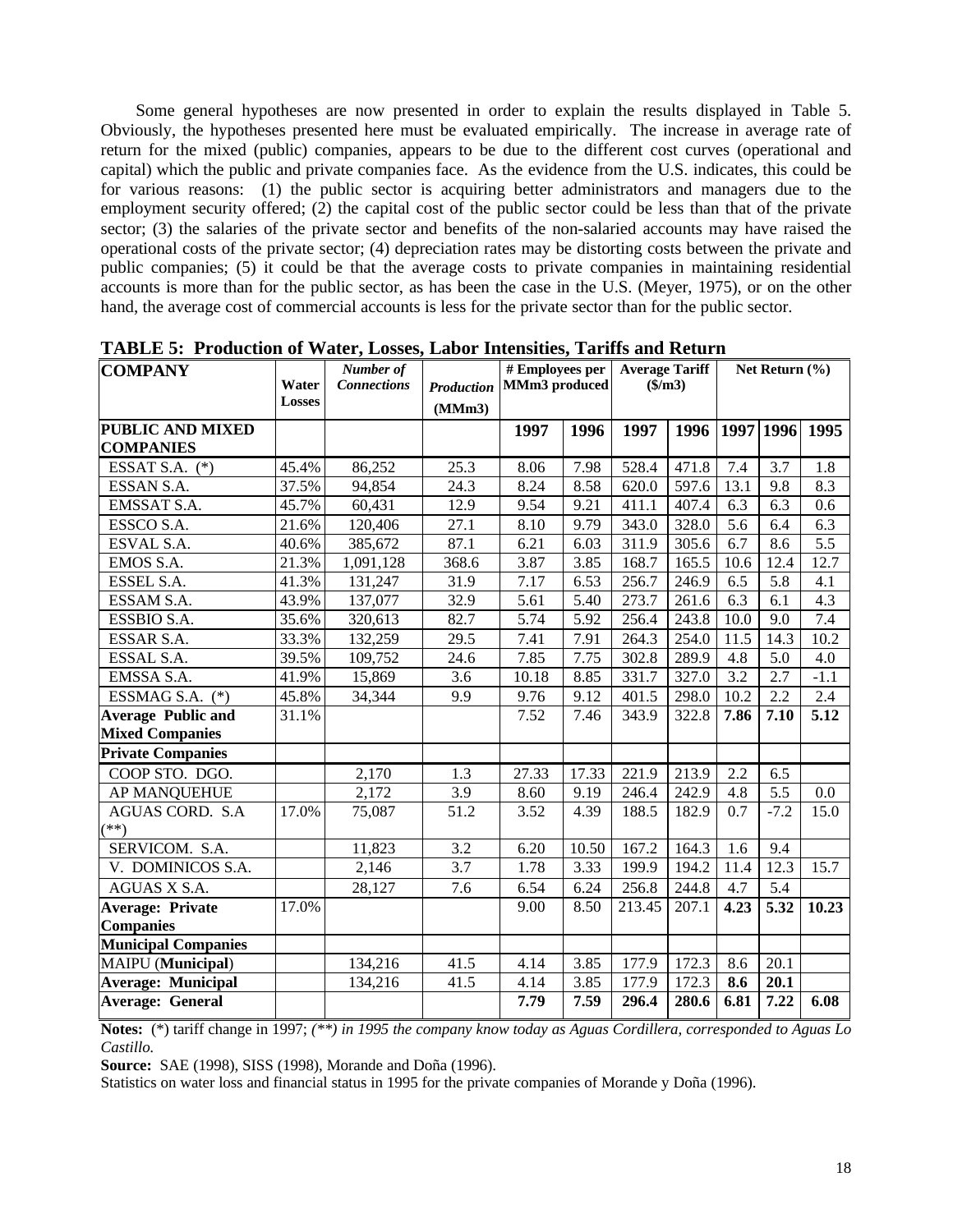Some general hypotheses are now presented in order to explain the results displayed in Table 5. Obviously, the hypotheses presented here must be evaluated empirically. The increase in average rate of return for the mixed (public) companies, appears to be due to the different cost curves (operational and capital) which the public and private companies face. As the evidence from the U.S. indicates, this could be for various reasons: (1) the public sector is acquiring better administrators and managers due to the employment security offered; (2) the capital cost of the public sector could be less than that of the private sector; (3) the salaries of the private sector and benefits of the non-salaried accounts may have raised the operational costs of the private sector; (4) depreciation rates may be distorting costs between the private and public companies; (5) it could be that the average costs to private companies in maintaining residential accounts is more than for the public sector, as has been the case in the U.S. (Meyer, 1975), or on the other hand, the average cost of commercial accounts is less for the private sector than for the public sector.

**TABLE 5: Production of Water, Losses, Labor Intensities, Tariffs and Return**

| COMPANY | Water Losses | *Number of Connections* | *Production* (MMm3) | # Employees per MMm3 produced | | Average Tariff ($/m3) | | Net Return (%) | | |
|---|---|---|---|---|---|---|---|---|---|---|
| **PUBLIC AND MIXED COMPANIES** | | | | **1997** | **1996** | **1997** | **1996** | **1997** | **1996** | **1995** |
| ESSAT S.A. (*) | 45.4% | 86,252 | 25.3 | 8.06 | 7.98 | 528.4 | 471.8 | 7.4 | 3.7 | 1.8 |
| ESSAN S.A. | 37.5% | 94,854 | 24.3 | 8.24 | 8.58 | 620.0 | 597.6 | 13.1 | 9.8 | 8.3 |
| EMSSAT S.A. | 45.7% | 60,431 | 12.9 | 9.54 | 9.21 | 411.1 | 407.4 | 6.3 | 6.3 | 0.6 |
| ESSCO S.A. | 21.6% | 120,406 | 27.1 | 8.10 | 9.79 | 343.0 | 328.0 | 5.6 | 6.4 | 6.3 |
| ESVAL S.A. | 40.6% | 385,672 | 87.1 | 6.21 | 6.03 | 311.9 | 305.6 | 6.7 | 8.6 | 5.5 |
| EMOS S.A. | 21.3% | 1,091,128 | 368.6 | 3.87 | 3.85 | 168.7 | 165.5 | 10.6 | 12.4 | 12.7 |
| ESSEL S.A. | 41.3% | 131,247 | 31.9 | 7.17 | 6.53 | 256.7 | 246.9 | 6.5 | 5.8 | 4.1 |
| ESSAM S.A. | 43.9% | 137,077 | 32.9 | 5.61 | 5.40 | 273.7 | 261.6 | 6.3 | 6.1 | 4.3 |
| ESSBIO S.A. | 35.6% | 320,613 | 82.7 | 5.74 | 5.92 | 256.4 | 243.8 | 10.0 | 9.0 | 7.4 |
| ESSAR S.A. | 33.3% | 132,259 | 29.5 | 7.41 | 7.91 | 264.3 | 254.0 | 11.5 | 14.3 | 10.2 |
| ESSAL S.A. | 39.5% | 109,752 | 24.6 | 7.85 | 7.75 | 302.8 | 289.9 | 4.8 | 5.0 | 4.0 |
| EMSSA S.A. | 41.9% | 15,869 | 3.6 | 10.18 | 8.85 | 331.7 | 327.0 | 3.2 | 2.7 | -1.1 |
| ESSMAG S.A. (*) | 45.8% | 34,344 | 9.9 | 9.76 | 9.12 | 401.5 | 298.0 | 10.2 | 2.2 | 2.4 |
| **Average Public and Mixed Companies** | 31.1% | | | 7.52 | 7.46 | 343.9 | 322.8 | **7.86** | **7.10** | **5.12** |
| **Private Companies** | | | | | | | | | | |
| COOP STO. DGO. | | 2,170 | 1.3 | 27.33 | 17.33 | 221.9 | 213.9 | 2.2 | 6.5 | |
| AP MANQUEHUE | | 2,172 | 3.9 | 8.60 | 9.19 | 246.4 | 242.9 | 4.8 | 5.5 | 0.0 |
| AGUAS CORD. S.A (**) | 17.0% | 75,087 | 51.2 | 3.52 | 4.39 | 188.5 | 182.9 | 0.7 | -7.2 | 15.0 |
| SERVICOM. S.A. | | 11,823 | 3.2 | 6.20 | 10.50 | 167.2 | 164.3 | 1.6 | 9.4 | |
| V. DOMINICOS S.A. | | 2,146 | 3.7 | 1.78 | 3.33 | 199.9 | 194.2 | 11.4 | 12.3 | 15.7 |
| AGUAS X S.A. | | 28,127 | 7.6 | 6.54 | 6.24 | 256.8 | 244.8 | 4.7 | 5.4 | |
| **Average: Private Companies** | 17.0% | | | 9.00 | 8.50 | 213.45 | 207.1 | **4.23** | **5.32** | **10.23** |
| **Municipal Companies** | | | | | | | | | | |
| MAIPU (**Municipal**) | | 134,216 | 41.5 | 4.14 | 3.85 | 177.9 | 172.3 | 8.6 | 20.1 | |
| **Average: Municipal** | | 134,216 | 41.5 | 4.14 | 3.85 | 177.9 | 172.3 | **8.6** | **20.1** | |
| **Average: General** | | | | **7.79** | **7.59** | **296.4** | **280.6** | **6.81** | **7.22** | **6.08** |

**Notes:** (*) tariff change in 1997; *(**) in 1995 the company know today as Aguas Cordillera, corresponded to Aguas Lo Castillo.*

**Source:** SAE (1998), SISS (1998), Morande and Doña (1996).

Statistics on water loss and financial status in 1995 for the private companies of Morande y Doña (1996).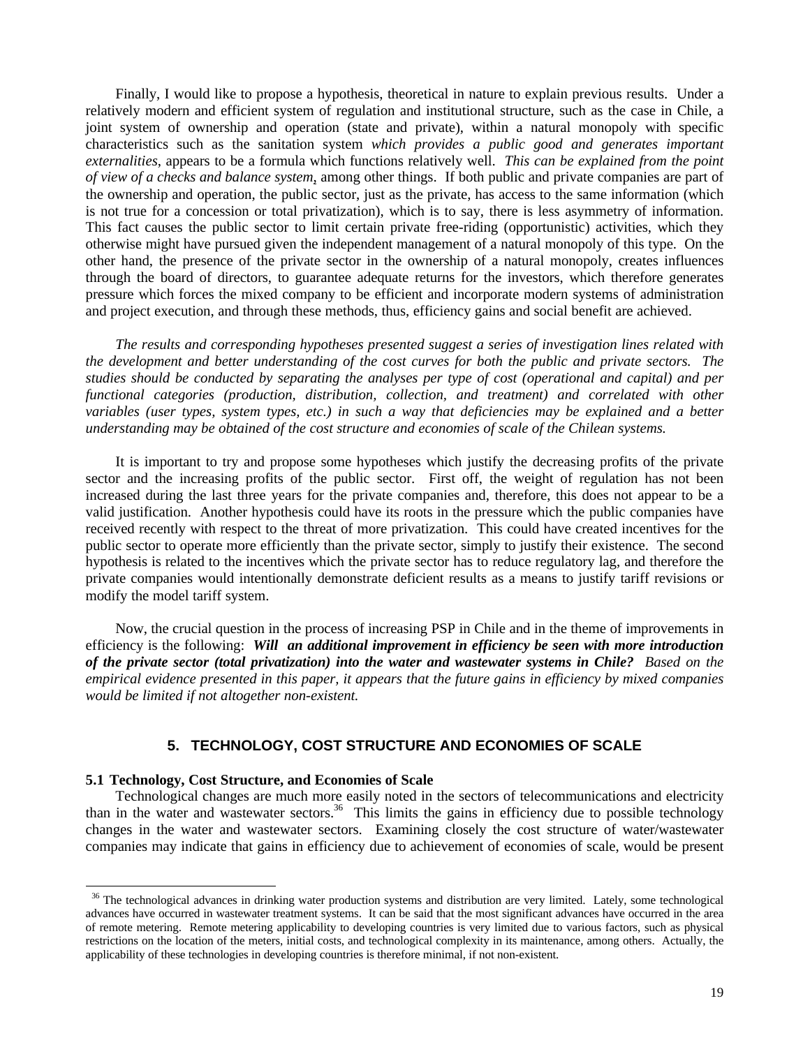Finally, I would like to propose a hypothesis, theoretical in nature to explain previous results. Under a relatively modern and efficient system of regulation and institutional structure, such as the case in Chile, a joint system of ownership and operation (state and private), within a natural monopoly with specific characteristics such as the sanitation system *which provides a public good and generates important externalities*, appears to be a formula which functions relatively well. *This can be explained from the point of view of a checks and balance system*, among other things. If both public and private companies are part of the ownership and operation, the public sector, just as the private, has access to the same information (which is not true for a concession or total privatization), which is to say, there is less asymmetry of information. This fact causes the public sector to limit certain private free-riding (opportunistic) activities, which they otherwise might have pursued given the independent management of a natural monopoly of this type. On the other hand, the presence of the private sector in the ownership of a natural monopoly, creates influences through the board of directors, to guarantee adequate returns for the investors, which therefore generates pressure which forces the mixed company to be efficient and incorporate modern systems of administration and project execution, and through these methods, thus, efficiency gains and social benefit are achieved.

*The results and corresponding hypotheses presented suggest a series of investigation lines related with the development and better understanding of the cost curves for both the public and private sectors. The studies should be conducted by separating the analyses per type of cost (operational and capital) and per functional categories (production, distribution, collection, and treatment) and correlated with other variables (user types, system types, etc.) in such a way that deficiencies may be explained and a better understanding may be obtained of the cost structure and economies of scale of the Chilean systems.*

It is important to try and propose some hypotheses which justify the decreasing profits of the private sector and the increasing profits of the public sector. First off, the weight of regulation has not been increased during the last three years for the private companies and, therefore, this does not appear to be a valid justification. Another hypothesis could have its roots in the pressure which the public companies have received recently with respect to the threat of more privatization. This could have created incentives for the public sector to operate more efficiently than the private sector, simply to justify their existence. The second hypothesis is related to the incentives which the private sector has to reduce regulatory lag, and therefore the private companies would intentionally demonstrate deficient results as a means to justify tariff revisions or modify the model tariff system.

Now, the crucial question in the process of increasing PSP in Chile and in the theme of improvements in efficiency is the following: ***Will an additional improvement in efficiency be seen with more introduction of the private sector (total privatization) into the water and wastewater systems in Chile?*** *Based on the empirical evidence presented in this paper, it appears that the future gains in efficiency by mixed companies would be limited if not altogether non-existent.*

## 5. TECHNOLOGY, COST STRUCTURE AND ECONOMIES OF SCALE

### 5.1 Technology, Cost Structure, and Economies of Scale

Technological changes are much more easily noted in the sectors of telecommunications and electricity than in the water and wastewater sectors.[36] This limits the gains in efficiency due to possible technology changes in the water and wastewater sectors. Examining closely the cost structure of water/wastewater companies may indicate that gains in efficiency due to achievement of economies of scale, would be present

[36] The technological advances in drinking water production systems and distribution are very limited. Lately, some technological advances have occurred in wastewater treatment systems. It can be said that the most significant advances have occurred in the area of remote metering. Remote metering applicability to developing countries is very limited due to various factors, such as physical restrictions on the location of the meters, initial costs, and technological complexity in its maintenance, among others. Actually, the applicability of these technologies in developing countries is therefore minimal, if not non-existent.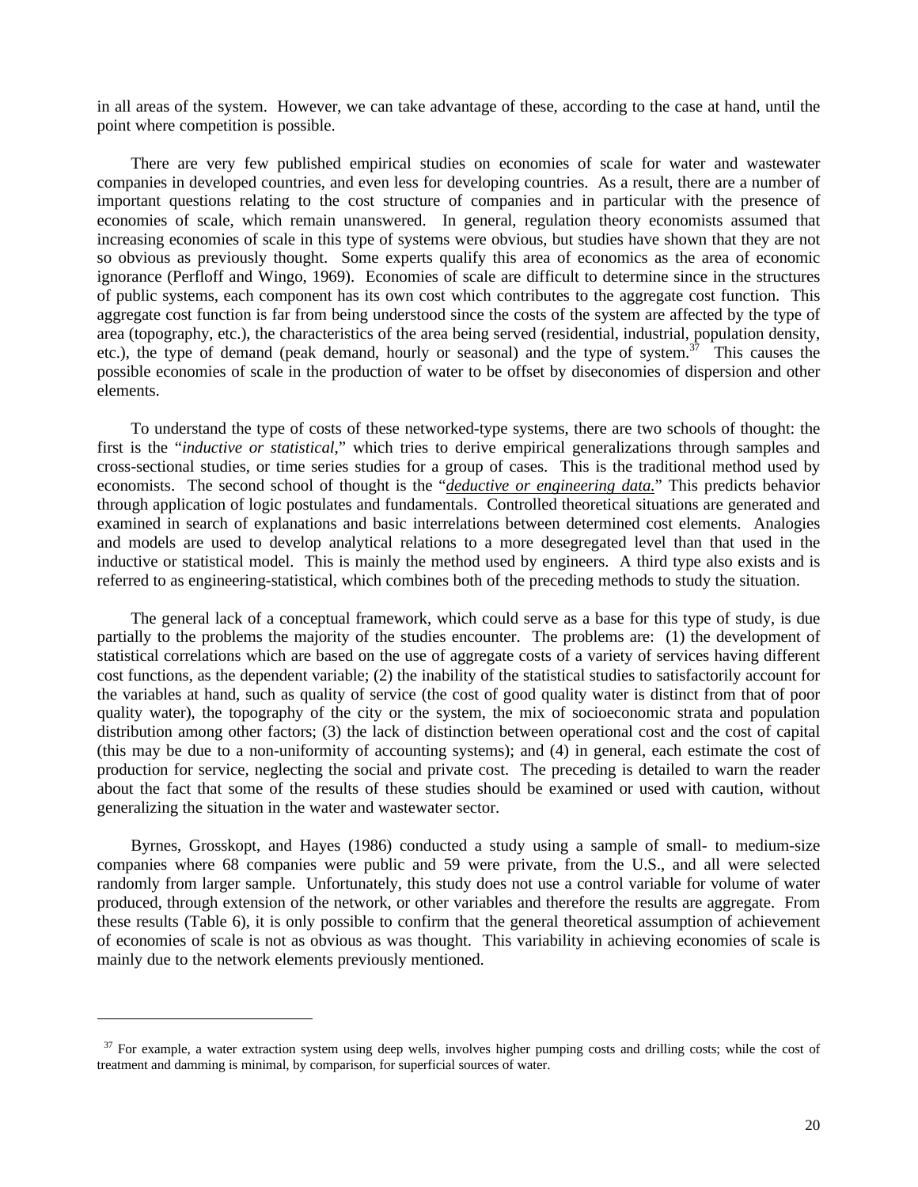in all areas of the system. However, we can take advantage of these, according to the case at hand, until the point where competition is possible.

There are very few published empirical studies on economies of scale for water and wastewater companies in developed countries, and even less for developing countries. As a result, there are a number of important questions relating to the cost structure of companies and in particular with the presence of economies of scale, which remain unanswered. In general, regulation theory economists assumed that increasing economies of scale in this type of systems were obvious, but studies have shown that they are not so obvious as previously thought. Some experts qualify this area of economics as the area of economic ignorance (Perfloff and Wingo, 1969). Economies of scale are difficult to determine since in the structures of public systems, each component has its own cost which contributes to the aggregate cost function. This aggregate cost function is far from being understood since the costs of the system are affected by the type of area (topography, etc.), the characteristics of the area being served (residential, industrial, population density, etc.), the type of demand (peak demand, hourly or seasonal) and the type of system.[37] This causes the possible economies of scale in the production of water to be offset by diseconomies of dispersion and other elements.

To understand the type of costs of these networked-type systems, there are two schools of thought: the first is the "*inductive or statistical*," which tries to derive empirical generalizations through samples and cross-sectional studies, or time series studies for a group of cases. This is the traditional method used by economists. The second school of thought is the "***deductive or engineering data.***" This predicts behavior through application of logic postulates and fundamentals. Controlled theoretical situations are generated and examined in search of explanations and basic interrelations between determined cost elements. Analogies and models are used to develop analytical relations to a more desegregated level than that used in the inductive or statistical model. This is mainly the method used by engineers. A third type also exists and is referred to as engineering-statistical, which combines both of the preceding methods to study the situation.

The general lack of a conceptual framework, which could serve as a base for this type of study, is due partially to the problems the majority of the studies encounter. The problems are: (1) the development of statistical correlations which are based on the use of aggregate costs of a variety of services having different cost functions, as the dependent variable; (2) the inability of the statistical studies to satisfactorily account for the variables at hand, such as quality of service (the cost of good quality water is distinct from that of poor quality water), the topography of the city or the system, the mix of socioeconomic strata and population distribution among other factors; (3) the lack of distinction between operational cost and the cost of capital (this may be due to a non-uniformity of accounting systems); and (4) in general, each estimate the cost of production for service, neglecting the social and private cost. The preceding is detailed to warn the reader about the fact that some of the results of these studies should be examined or used with caution, without generalizing the situation in the water and wastewater sector.

Byrnes, Grosskopt, and Hayes (1986) conducted a study using a sample of small- to medium-size companies where 68 companies were public and 59 were private, from the U.S., and all were selected randomly from larger sample. Unfortunately, this study does not use a control variable for volume of water produced, through extension of the network, or other variables and therefore the results are aggregate. From these results (Table 6), it is only possible to confirm that the general theoretical assumption of achievement of economies of scale is not as obvious as was thought. This variability in achieving economies of scale is mainly due to the network elements previously mentioned.

---

[37] For example, a water extraction system using deep wells, involves higher pumping costs and drilling costs; while the cost of treatment and damming is minimal, by comparison, for superficial sources of water.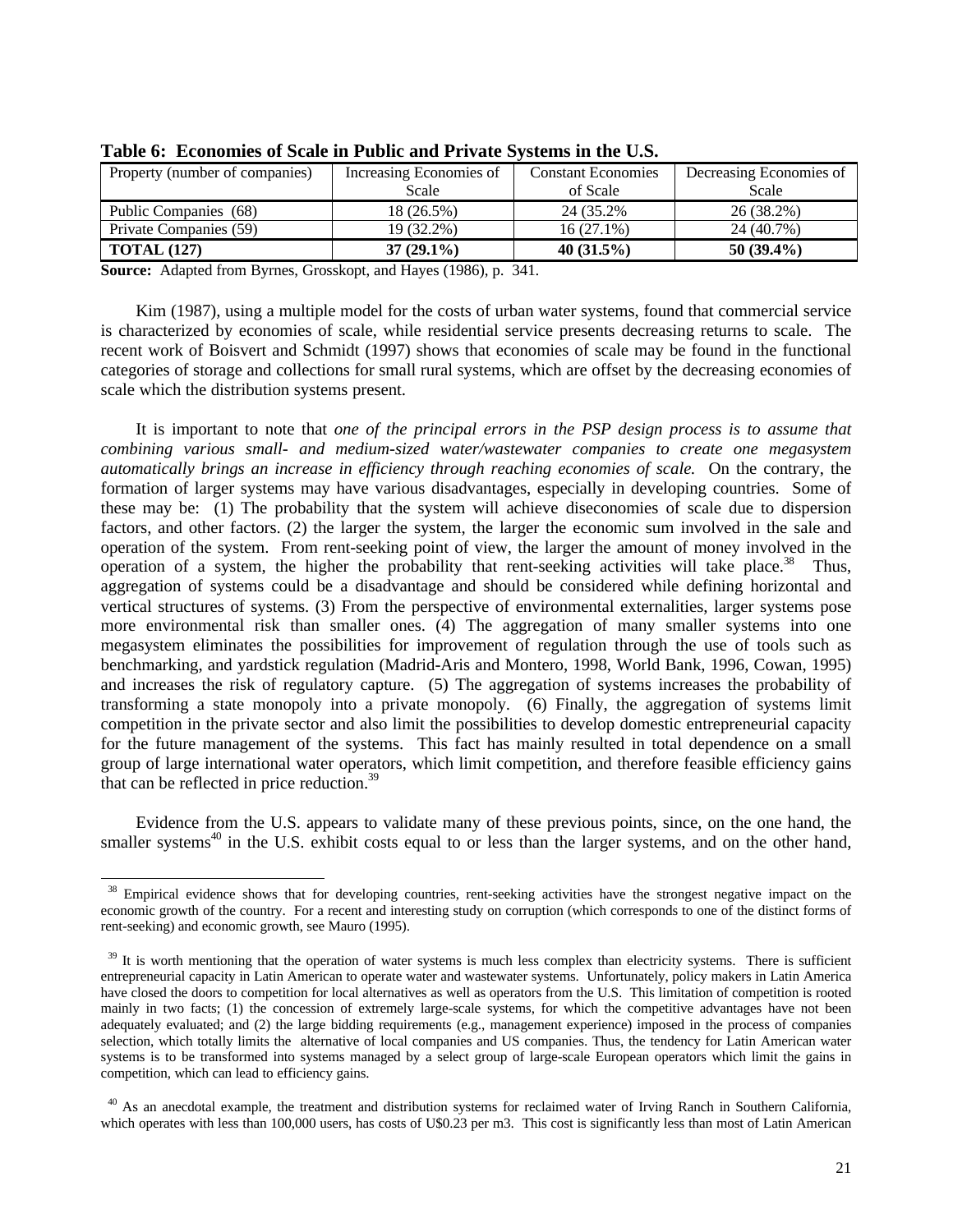**Table 6: Economies of Scale in Public and Private Systems in the U.S.**

| Property (number of companies) | Increasing Economies of Scale | Constant Economies of Scale | Decreasing Economies of Scale |
|---|---|---|---|
| Public Companies (68) | 18 (26.5%) | 24 (35.2% | 26 (38.2%) |
| Private Companies (59) | 19 (32.2%) | 16 (27.1%) | 24 (40.7%) |
| **TOTAL (127)** | **37 (29.1%)** | **40 (31.5%)** | **50 (39.4%)** |

**Source:** Adapted from Byrnes, Grosskopt, and Hayes (1986), p. 341.

Kim (1987), using a multiple model for the costs of urban water systems, found that commercial service is characterized by economies of scale, while residential service presents decreasing returns to scale. The recent work of Boisvert and Schmidt (1997) shows that economies of scale may be found in the functional categories of storage and collections for small rural systems, which are offset by the decreasing economies of scale which the distribution systems present.

It is important to note that *one of the principal errors in the PSP design process is to assume that combining various small- and medium-sized water/wastewater companies to create one megasystem automatically brings an increase in efficiency through reaching economies of scale.* On the contrary, the formation of larger systems may have various disadvantages, especially in developing countries. Some of these may be: (1) The probability that the system will achieve diseconomies of scale due to dispersion factors, and other factors. (2) the larger the system, the larger the economic sum involved in the sale and operation of the system. From rent-seeking point of view, the larger the amount of money involved in the operation of a system, the higher the probability that rent-seeking activities will take place.[38] Thus, aggregation of systems could be a disadvantage and should be considered while defining horizontal and vertical structures of systems. (3) From the perspective of environmental externalities, larger systems pose more environmental risk than smaller ones. (4) The aggregation of many smaller systems into one megasystem eliminates the possibilities for improvement of regulation through the use of tools such as benchmarking, and yardstick regulation (Madrid-Aris and Montero, 1998, World Bank, 1996, Cowan, 1995) and increases the risk of regulatory capture. (5) The aggregation of systems increases the probability of transforming a state monopoly into a private monopoly. (6) Finally, the aggregation of systems limit competition in the private sector and also limit the possibilities to develop domestic entrepreneurial capacity for the future management of the systems. This fact has mainly resulted in total dependence on a small group of large international water operators, which limit competition, and therefore feasible efficiency gains that can be reflected in price reduction.[39]

Evidence from the U.S. appears to validate many of these previous points, since, on the one hand, the smaller systems[40] in the U.S. exhibit costs equal to or less than the larger systems, and on the other hand,

---

[38] Empirical evidence shows that for developing countries, rent-seeking activities have the strongest negative impact on the economic growth of the country. For a recent and interesting study on corruption (which corresponds to one of the distinct forms of rent-seeking) and economic growth, see Mauro (1995).

[39] It is worth mentioning that the operation of water systems is much less complex than electricity systems. There is sufficient entrepreneurial capacity in Latin American to operate water and wastewater systems. Unfortunately, policy makers in Latin America have closed the doors to competition for local alternatives as well as operators from the U.S. This limitation of competition is rooted mainly in two facts; (1) the concession of extremely large-scale systems, for which the competitive advantages have not been adequately evaluated; and (2) the large bidding requirements (e.g., management experience) imposed in the process of companies selection, which totally limits the alternative of local companies and US companies. Thus, the tendency for Latin American water systems is to be transformed into systems managed by a select group of large-scale European operators which limit the gains in competition, which can lead to efficiency gains.

[40] As an anecdotal example, the treatment and distribution systems for reclaimed water of Irving Ranch in Southern California, which operates with less than 100,000 users, has costs of U$0.23 per m3. This cost is significantly less than most of Latin American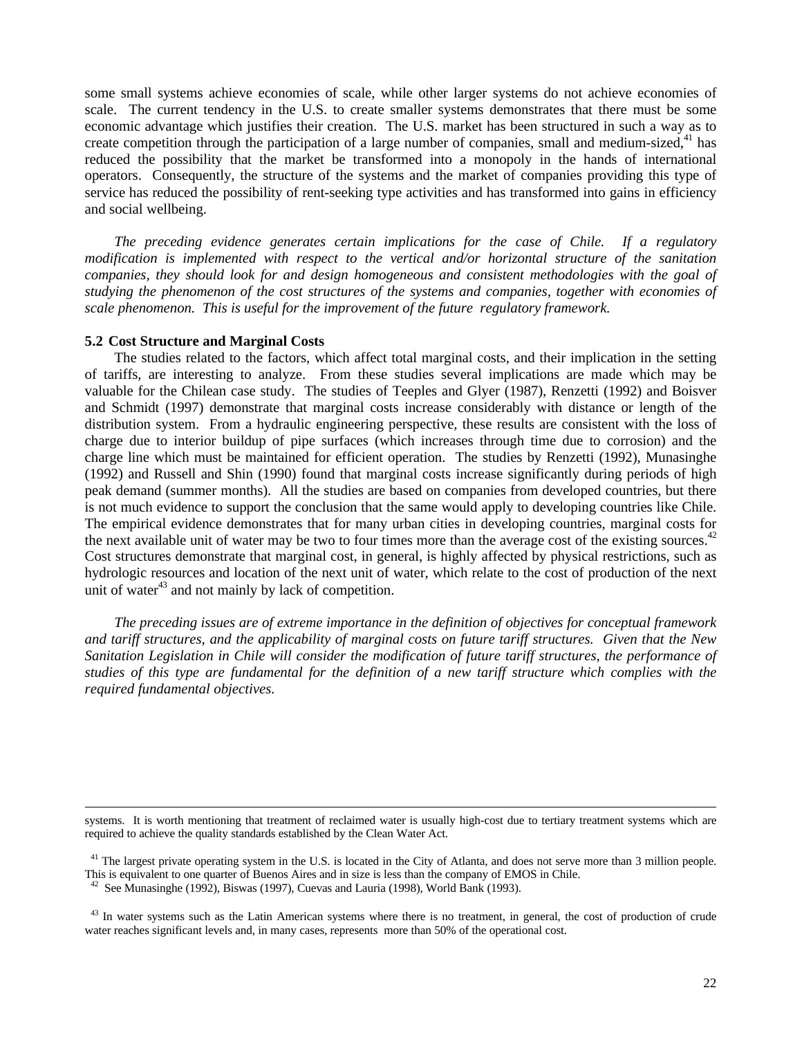some small systems achieve economies of scale, while other larger systems do not achieve economies of scale. The current tendency in the U.S. to create smaller systems demonstrates that there must be some economic advantage which justifies their creation. The U.S. market has been structured in such a way as to create competition through the participation of a large number of companies, small and medium-sized,[41] has reduced the possibility that the market be transformed into a monopoly in the hands of international operators. Consequently, the structure of the systems and the market of companies providing this type of service has reduced the possibility of rent-seeking type activities and has transformed into gains in efficiency and social wellbeing.

*The preceding evidence generates certain implications for the case of Chile. If a regulatory modification is implemented with respect to the vertical and/or horizontal structure of the sanitation companies, they should look for and design homogeneous and consistent methodologies with the goal of studying the phenomenon of the cost structures of the systems and companies, together with economies of scale phenomenon. This is useful for the improvement of the future regulatory framework.*

### 5.2 Cost Structure and Marginal Costs

The studies related to the factors, which affect total marginal costs, and their implication in the setting of tariffs, are interesting to analyze. From these studies several implications are made which may be valuable for the Chilean case study. The studies of Teeples and Glyer (1987), Renzetti (1992) and Boisver and Schmidt (1997) demonstrate that marginal costs increase considerably with distance or length of the distribution system. From a hydraulic engineering perspective, these results are consistent with the loss of charge due to interior buildup of pipe surfaces (which increases through time due to corrosion) and the charge line which must be maintained for efficient operation. The studies by Renzetti (1992), Munasinghe (1992) and Russell and Shin (1990) found that marginal costs increase significantly during periods of high peak demand (summer months). All the studies are based on companies from developed countries, but there is not much evidence to support the conclusion that the same would apply to developing countries like Chile. The empirical evidence demonstrates that for many urban cities in developing countries, marginal costs for the next available unit of water may be two to four times more than the average cost of the existing sources.[42] Cost structures demonstrate that marginal cost, in general, is highly affected by physical restrictions, such as hydrologic resources and location of the next unit of water, which relate to the cost of production of the next unit of water[43] and not mainly by lack of competition.

*The preceding issues are of extreme importance in the definition of objectives for conceptual framework and tariff structures, and the applicability of marginal costs on future tariff structures. Given that the New Sanitation Legislation in Chile will consider the modification of future tariff structures, the performance of studies of this type are fundamental for the definition of a new tariff structure which complies with the required fundamental objectives.*

---

systems. It is worth mentioning that treatment of reclaimed water is usually high-cost due to tertiary treatment systems which are required to achieve the quality standards established by the Clean Water Act.

[41] The largest private operating system in the U.S. is located in the City of Atlanta, and does not serve more than 3 million people. This is equivalent to one quarter of Buenos Aires and in size is less than the company of EMOS in Chile.

[42] See Munasinghe (1992), Biswas (1997), Cuevas and Lauria (1998), World Bank (1993).

[43] In water systems such as the Latin American systems where there is no treatment, in general, the cost of production of crude water reaches significant levels and, in many cases, represents more than 50% of the operational cost.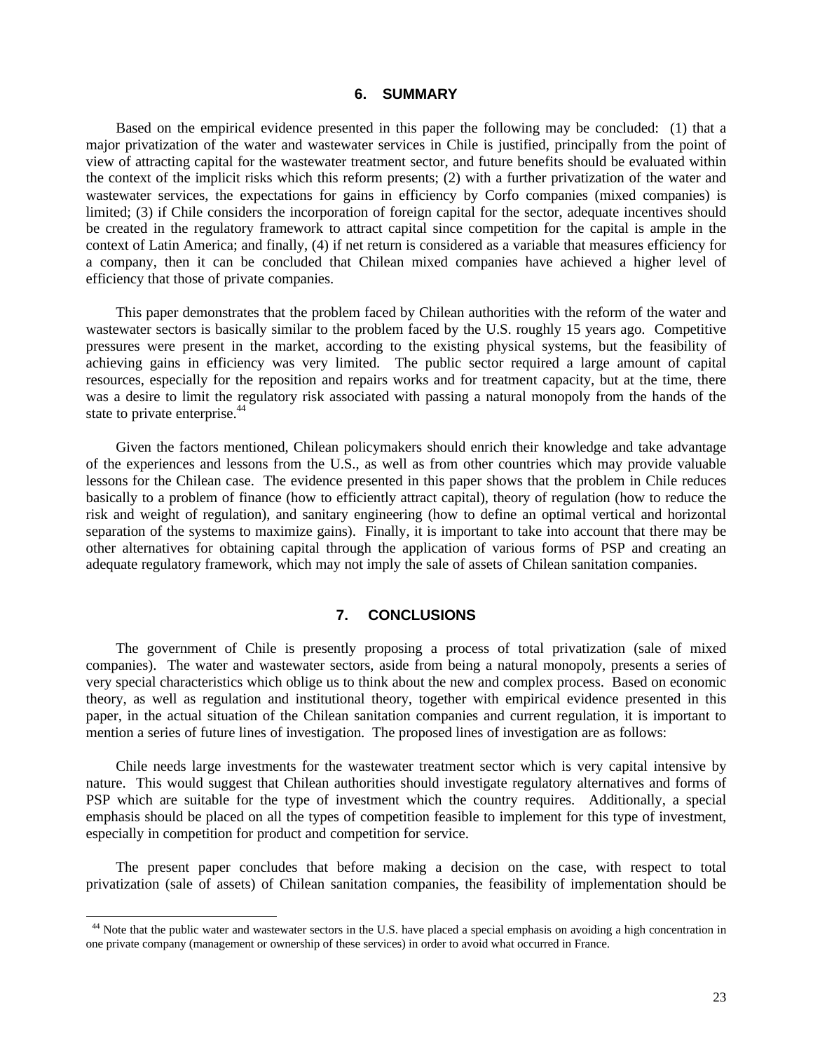## 6. SUMMARY

Based on the empirical evidence presented in this paper the following may be concluded: (1) that a major privatization of the water and wastewater services in Chile is justified, principally from the point of view of attracting capital for the wastewater treatment sector, and future benefits should be evaluated within the context of the implicit risks which this reform presents; (2) with a further privatization of the water and wastewater services, the expectations for gains in efficiency by Corfo companies (mixed companies) is limited; (3) if Chile considers the incorporation of foreign capital for the sector, adequate incentives should be created in the regulatory framework to attract capital since competition for the capital is ample in the context of Latin America; and finally, (4) if net return is considered as a variable that measures efficiency for a company, then it can be concluded that Chilean mixed companies have achieved a higher level of efficiency that those of private companies.

This paper demonstrates that the problem faced by Chilean authorities with the reform of the water and wastewater sectors is basically similar to the problem faced by the U.S. roughly 15 years ago. Competitive pressures were present in the market, according to the existing physical systems, but the feasibility of achieving gains in efficiency was very limited. The public sector required a large amount of capital resources, especially for the reposition and repairs works and for treatment capacity, but at the time, there was a desire to limit the regulatory risk associated with passing a natural monopoly from the hands of the state to private enterprise.[44]

Given the factors mentioned, Chilean policymakers should enrich their knowledge and take advantage of the experiences and lessons from the U.S., as well as from other countries which may provide valuable lessons for the Chilean case. The evidence presented in this paper shows that the problem in Chile reduces basically to a problem of finance (how to efficiently attract capital), theory of regulation (how to reduce the risk and weight of regulation), and sanitary engineering (how to define an optimal vertical and horizontal separation of the systems to maximize gains). Finally, it is important to take into account that there may be other alternatives for obtaining capital through the application of various forms of PSP and creating an adequate regulatory framework, which may not imply the sale of assets of Chilean sanitation companies.

## 7. CONCLUSIONS

The government of Chile is presently proposing a process of total privatization (sale of mixed companies). The water and wastewater sectors, aside from being a natural monopoly, presents a series of very special characteristics which oblige us to think about the new and complex process. Based on economic theory, as well as regulation and institutional theory, together with empirical evidence presented in this paper, in the actual situation of the Chilean sanitation companies and current regulation, it is important to mention a series of future lines of investigation. The proposed lines of investigation are as follows:

Chile needs large investments for the wastewater treatment sector which is very capital intensive by nature. This would suggest that Chilean authorities should investigate regulatory alternatives and forms of PSP which are suitable for the type of investment which the country requires. Additionally, a special emphasis should be placed on all the types of competition feasible to implement for this type of investment, especially in competition for product and competition for service.

The present paper concludes that before making a decision on the case, with respect to total privatization (sale of assets) of Chilean sanitation companies, the feasibility of implementation should be

[44] Note that the public water and wastewater sectors in the U.S. have placed a special emphasis on avoiding a high concentration in one private company (management or ownership of these services) in order to avoid what occurred in France.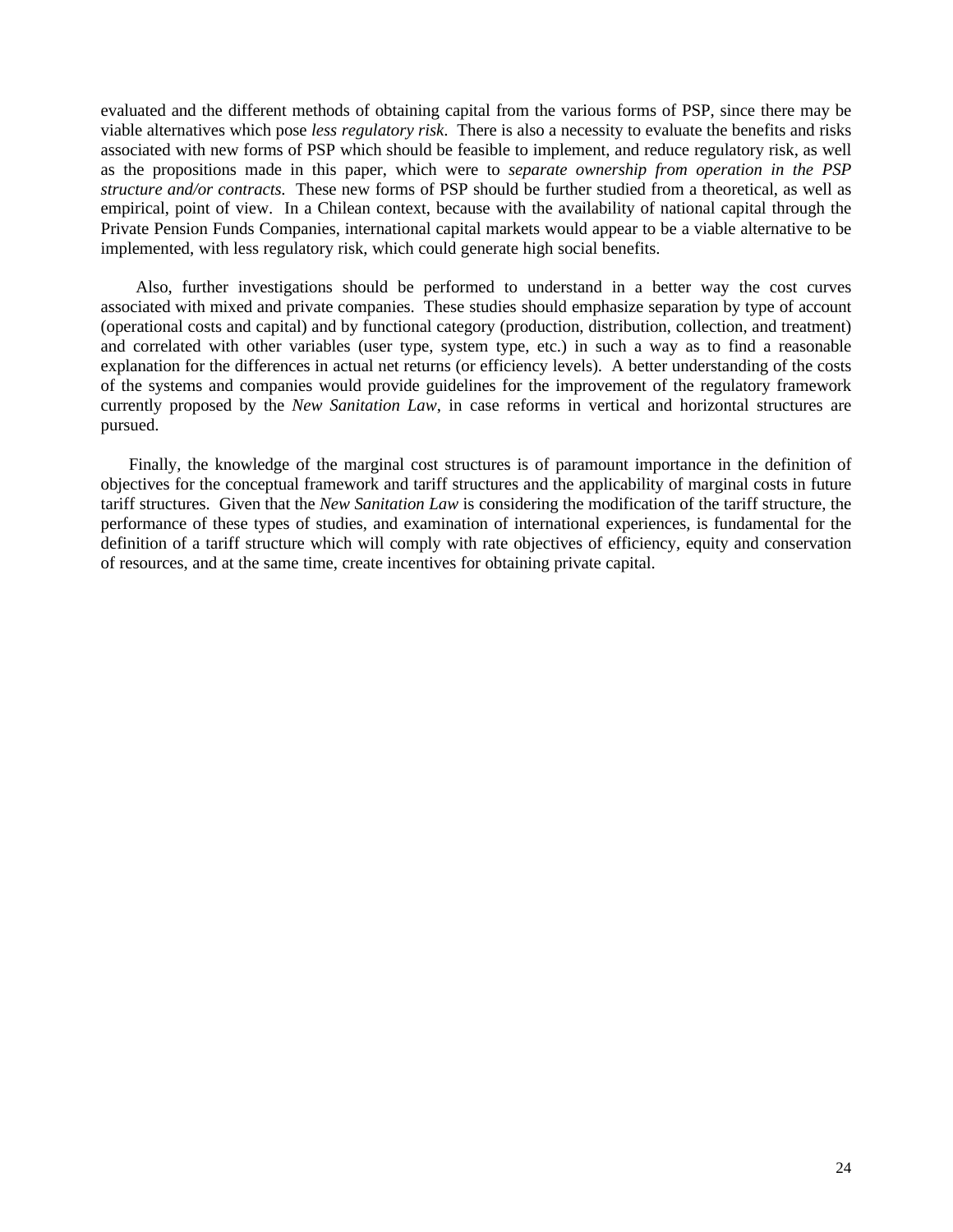evaluated and the different methods of obtaining capital from the various forms of PSP, since there may be viable alternatives which pose *less regulatory risk*. There is also a necessity to evaluate the benefits and risks associated with new forms of PSP which should be feasible to implement, and reduce regulatory risk, as well as the propositions made in this paper, which were to *separate ownership from operation in the PSP structure and/or contracts.* These new forms of PSP should be further studied from a theoretical, as well as empirical, point of view. In a Chilean context, because with the availability of national capital through the Private Pension Funds Companies, international capital markets would appear to be a viable alternative to be implemented, with less regulatory risk, which could generate high social benefits.

Also, further investigations should be performed to understand in a better way the cost curves associated with mixed and private companies. These studies should emphasize separation by type of account (operational costs and capital) and by functional category (production, distribution, collection, and treatment) and correlated with other variables (user type, system type, etc.) in such a way as to find a reasonable explanation for the differences in actual net returns (or efficiency levels). A better understanding of the costs of the systems and companies would provide guidelines for the improvement of the regulatory framework currently proposed by the *New Sanitation Law*, in case reforms in vertical and horizontal structures are pursued.

Finally, the knowledge of the marginal cost structures is of paramount importance in the definition of objectives for the conceptual framework and tariff structures and the applicability of marginal costs in future tariff structures. Given that the *New Sanitation Law* is considering the modification of the tariff structure, the performance of these types of studies, and examination of international experiences, is fundamental for the definition of a tariff structure which will comply with rate objectives of efficiency, equity and conservation of resources, and at the same time, create incentives for obtaining private capital.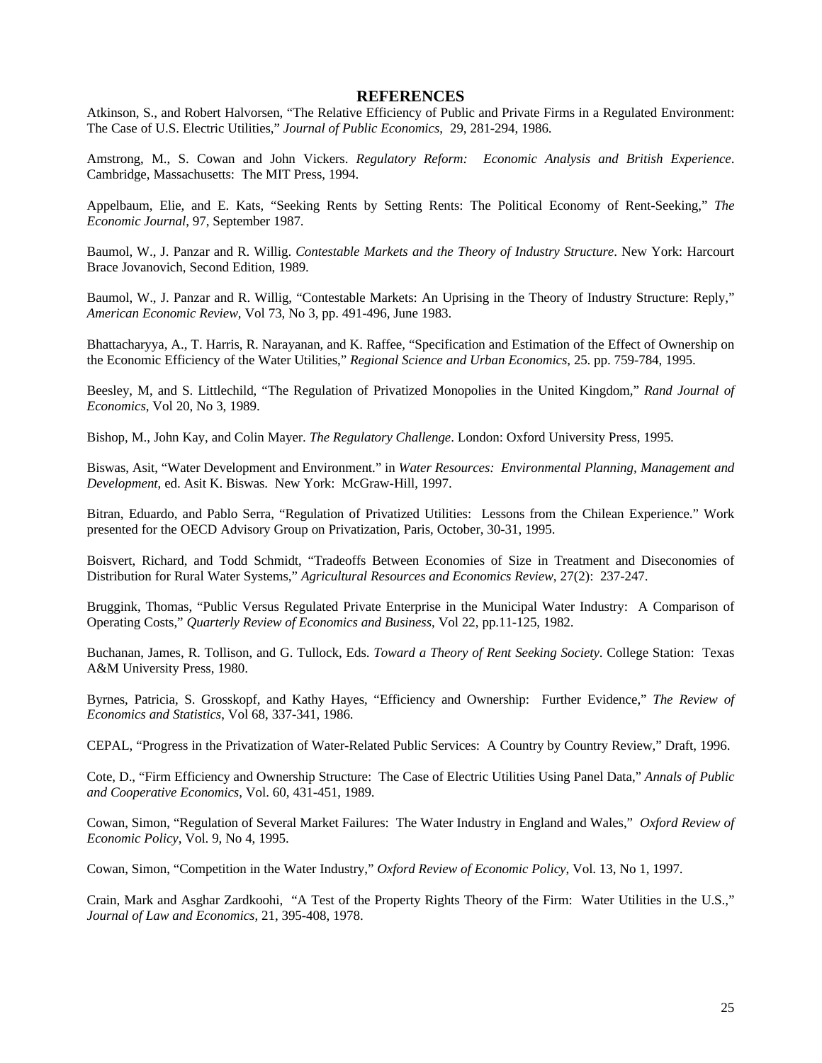## REFERENCES

Atkinson, S., and Robert Halvorsen, "The Relative Efficiency of Public and Private Firms in a Regulated Environment: The Case of U.S. Electric Utilities," *Journal of Public Economics*, 29, 281-294, 1986.

Amstrong, M., S. Cowan and John Vickers. *Regulatory Reform: Economic Analysis and British Experience*. Cambridge, Massachusetts: The MIT Press, 1994.

Appelbaum, Elie, and E. Kats, "Seeking Rents by Setting Rents: The Political Economy of Rent-Seeking," *The Economic Journal*, 97, September 1987.

Baumol, W., J. Panzar and R. Willig. *Contestable Markets and the Theory of Industry Structure*. New York: Harcourt Brace Jovanovich, Second Edition, 1989.

Baumol, W., J. Panzar and R. Willig, "Contestable Markets: An Uprising in the Theory of Industry Structure: Reply," *American Economic Review*, Vol 73, No 3, pp. 491-496, June 1983.

Bhattacharyya, A., T. Harris, R. Narayanan, and K. Raffee, "Specification and Estimation of the Effect of Ownership on the Economic Efficiency of the Water Utilities," *Regional Science and Urban Economics*, 25. pp. 759-784, 1995.

Beesley, M, and S. Littlechild, "The Regulation of Privatized Monopolies in the United Kingdom," *Rand Journal of Economics*, Vol 20, No 3, 1989.

Bishop, M., John Kay, and Colin Mayer. *The Regulatory Challenge*. London: Oxford University Press, 1995.

Biswas, Asit, "Water Development and Environment." in *Water Resources: Environmental Planning, Management and Development*, ed. Asit K. Biswas. New York: McGraw-Hill, 1997.

Bitran, Eduardo, and Pablo Serra, "Regulation of Privatized Utilities: Lessons from the Chilean Experience." Work presented for the OECD Advisory Group on Privatization, Paris, October, 30-31, 1995.

Boisvert, Richard, and Todd Schmidt, "Tradeoffs Between Economies of Size in Treatment and Diseconomies of Distribution for Rural Water Systems," *Agricultural Resources and Economics Review*, 27(2): 237-247.

Bruggink, Thomas, "Public Versus Regulated Private Enterprise in the Municipal Water Industry: A Comparison of Operating Costs," *Quarterly Review of Economics and Business*, Vol 22, pp.11-125, 1982.

Buchanan, James, R. Tollison, and G. Tullock, Eds. *Toward a Theory of Rent Seeking Society*. College Station: Texas A&M University Press, 1980.

Byrnes, Patricia, S. Grosskopf, and Kathy Hayes, "Efficiency and Ownership: Further Evidence," *The Review of Economics and Statistics*, Vol 68, 337-341, 1986.

CEPAL, "Progress in the Privatization of Water-Related Public Services: A Country by Country Review," Draft, 1996.

Cote, D., "Firm Efficiency and Ownership Structure: The Case of Electric Utilities Using Panel Data," *Annals of Public and Cooperative Economics*, Vol. 60, 431-451, 1989.

Cowan, Simon, "Regulation of Several Market Failures: The Water Industry in England and Wales," *Oxford Review of Economic Policy*, Vol. 9, No 4, 1995.

Cowan, Simon, "Competition in the Water Industry," *Oxford Review of Economic Policy*, Vol. 13, No 1, 1997.

Crain, Mark and Asghar Zardkoohi, "A Test of the Property Rights Theory of the Firm: Water Utilities in the U.S.," *Journal of Law and Economics*, 21, 395-408, 1978.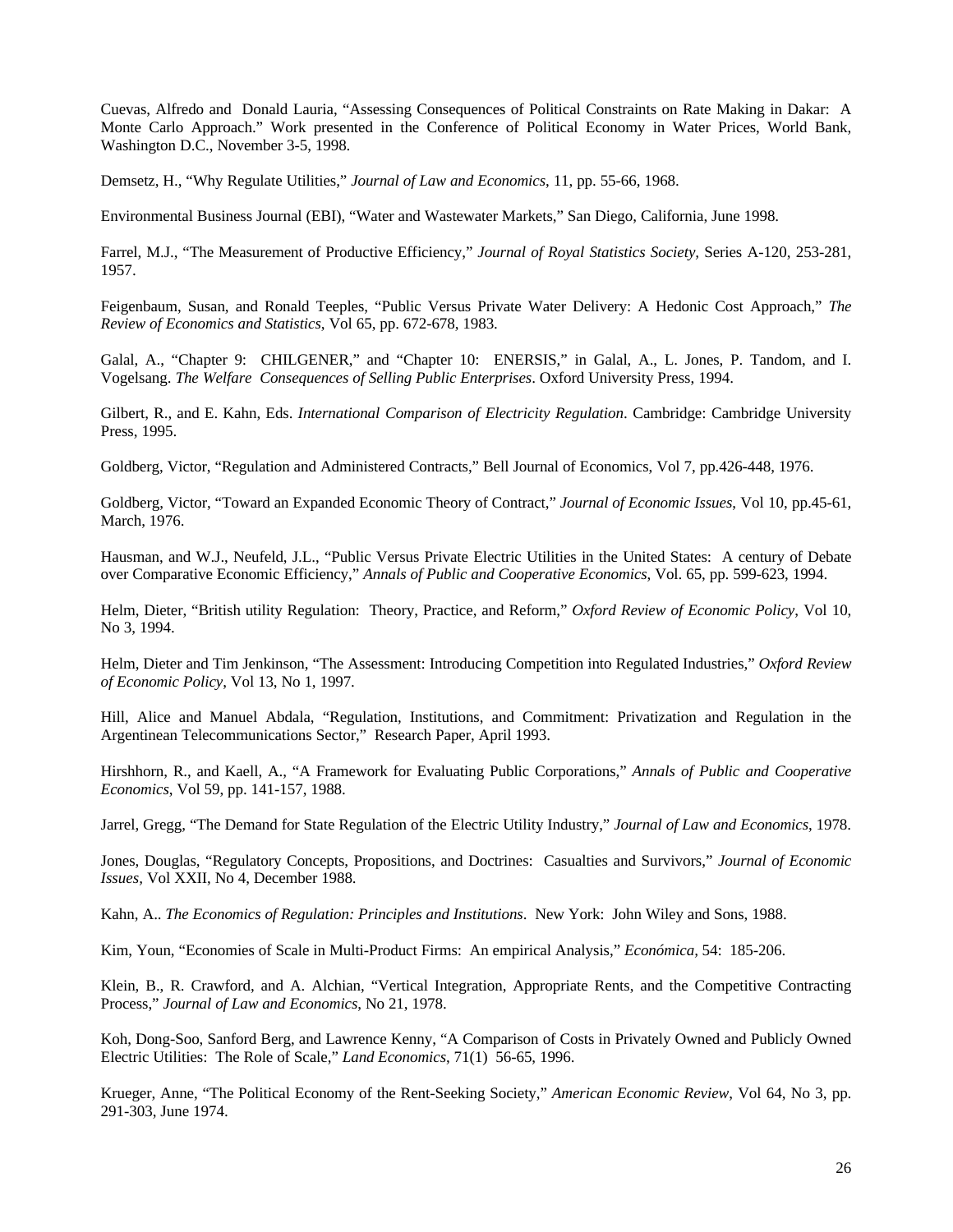Cuevas, Alfredo and Donald Lauria, "Assessing Consequences of Political Constraints on Rate Making in Dakar: A Monte Carlo Approach." Work presented in the Conference of Political Economy in Water Prices, World Bank, Washington D.C., November 3-5, 1998.

Demsetz, H., "Why Regulate Utilities," *Journal of Law and Economics*, 11, pp. 55-66, 1968.

Environmental Business Journal (EBI), "Water and Wastewater Markets," San Diego, California, June 1998.

Farrel, M.J., "The Measurement of Productive Efficiency," *Journal of Royal Statistics Society*, Series A-120, 253-281, 1957.

Feigenbaum, Susan, and Ronald Teeples, "Public Versus Private Water Delivery: A Hedonic Cost Approach," *The Review of Economics and Statistics*, Vol 65, pp. 672-678, 1983.

Galal, A., "Chapter 9: CHILGENER," and "Chapter 10: ENERSIS," in Galal, A., L. Jones, P. Tandom, and I. Vogelsang. *The Welfare Consequences of Selling Public Enterprises*. Oxford University Press, 1994.

Gilbert, R., and E. Kahn, Eds. *International Comparison of Electricity Regulation*. Cambridge: Cambridge University Press, 1995.

Goldberg, Victor, "Regulation and Administered Contracts," Bell Journal of Economics, Vol 7, pp.426-448, 1976.

Goldberg, Victor, "Toward an Expanded Economic Theory of Contract," *Journal of Economic Issues*, Vol 10, pp.45-61, March, 1976.

Hausman, and W.J., Neufeld, J.L., "Public Versus Private Electric Utilities in the United States: A century of Debate over Comparative Economic Efficiency," *Annals of Public and Cooperative Economics*, Vol. 65, pp. 599-623, 1994.

Helm, Dieter, "British utility Regulation: Theory, Practice, and Reform," *Oxford Review of Economic Policy*, Vol 10, No 3, 1994.

Helm, Dieter and Tim Jenkinson, "The Assessment: Introducing Competition into Regulated Industries," *Oxford Review of Economic Policy*, Vol 13, No 1, 1997.

Hill, Alice and Manuel Abdala, "Regulation, Institutions, and Commitment: Privatization and Regulation in the Argentinean Telecommunications Sector," Research Paper, April 1993.

Hirshhorn, R., and Kaell, A., "A Framework for Evaluating Public Corporations," *Annals of Public and Cooperative Economics*, Vol 59, pp. 141-157, 1988.

Jarrel, Gregg, "The Demand for State Regulation of the Electric Utility Industry," *Journal of Law and Economics*, 1978.

Jones, Douglas, "Regulatory Concepts, Propositions, and Doctrines: Casualties and Survivors," *Journal of Economic Issues*, Vol XXII, No 4, December 1988.

Kahn, A.. *The Economics of Regulation: Principles and Institutions*. New York: John Wiley and Sons, 1988.

Kim, Youn, "Economies of Scale in Multi-Product Firms: An empirical Analysis," *Económica*, 54: 185-206.

Klein, B., R. Crawford, and A. Alchian, "Vertical Integration, Appropriate Rents, and the Competitive Contracting Process," *Journal of Law and Economics*, No 21, 1978.

Koh, Dong-Soo, Sanford Berg, and Lawrence Kenny, "A Comparison of Costs in Privately Owned and Publicly Owned Electric Utilities: The Role of Scale," *Land Economics*, 71(1) 56-65, 1996.

Krueger, Anne, "The Political Economy of the Rent-Seeking Society," *American Economic Review*, Vol 64, No 3, pp. 291-303, June 1974.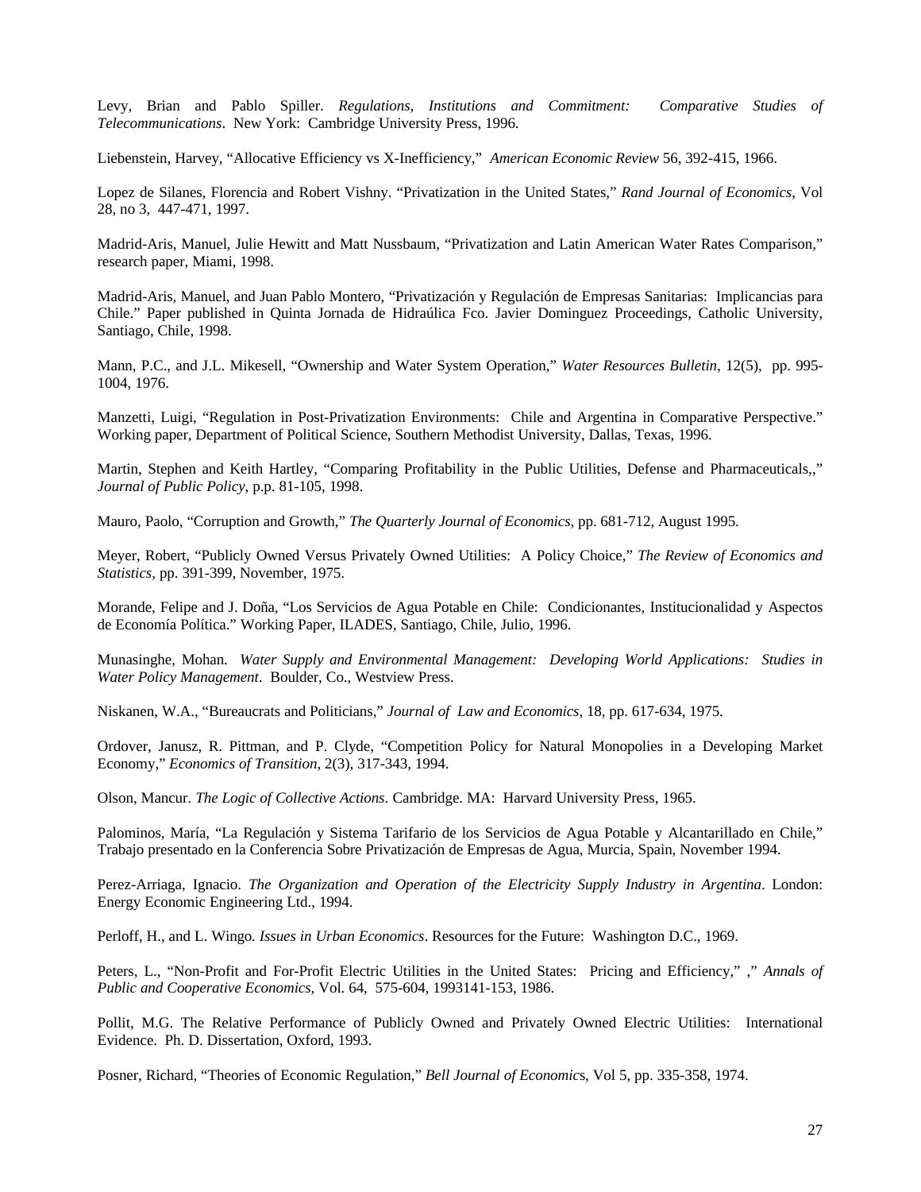Levy, Brian and Pablo Spiller. *Regulations, Institutions and Commitment: Comparative Studies of Telecommunications*. New York: Cambridge University Press, 1996.

Liebenstein, Harvey, "Allocative Efficiency vs X-Inefficiency," *American Economic Review* 56, 392-415, 1966.

Lopez de Silanes, Florencia and Robert Vishny. "Privatization in the United States," *Rand Journal of Economics*, Vol 28, no 3, 447-471, 1997.

Madrid-Aris, Manuel, Julie Hewitt and Matt Nussbaum, "Privatization and Latin American Water Rates Comparison," research paper, Miami, 1998.

Madrid-Aris, Manuel, and Juan Pablo Montero, "Privatización y Regulación de Empresas Sanitarias: Implicancias para Chile." Paper published in Quinta Jornada de Hidraúlica Fco. Javier Dominguez Proceedings, Catholic University, Santiago, Chile, 1998.

Mann, P.C., and J.L. Mikesell, "Ownership and Water System Operation," *Water Resources Bulletin*, 12(5), pp. 995-1004, 1976.

Manzetti, Luigi, "Regulation in Post-Privatization Environments: Chile and Argentina in Comparative Perspective." Working paper, Department of Political Science, Southern Methodist University, Dallas, Texas, 1996.

Martin, Stephen and Keith Hartley, "Comparing Profitability in the Public Utilities, Defense and Pharmaceuticals,," *Journal of Public Policy*, p.p. 81-105, 1998.

Mauro, Paolo, "Corruption and Growth," *The Quarterly Journal of Economics*, pp. 681-712, August 1995.

Meyer, Robert, "Publicly Owned Versus Privately Owned Utilities: A Policy Choice," *The Review of Economics and Statistics*, pp. 391-399, November, 1975.

Morande, Felipe and J. Doña, "Los Servicios de Agua Potable en Chile: Condicionantes, Institucionalidad y Aspectos de Economía Política." Working Paper, ILADES, Santiago, Chile, Julio, 1996.

Munasinghe, Mohan. *Water Supply and Environmental Management: Developing World Applications: Studies in Water Policy Management*. Boulder, Co., Westview Press.

Niskanen, W.A., "Bureaucrats and Politicians," *Journal of Law and Economics*, 18, pp. 617-634, 1975.

Ordover, Janusz, R. Pittman, and P. Clyde, "Competition Policy for Natural Monopolies in a Developing Market Economy," *Economics of Transition*, 2(3), 317-343, 1994.

Olson, Mancur. *The Logic of Collective Actions*. Cambridge. MA: Harvard University Press, 1965.

Palominos, María, "La Regulación y Sistema Tarifario de los Servicios de Agua Potable y Alcantarillado en Chile," Trabajo presentado en la Conferencia Sobre Privatización de Empresas de Agua, Murcia, Spain, November 1994.

Perez-Arriaga, Ignacio. *The Organization and Operation of the Electricity Supply Industry in Argentina*. London: Energy Economic Engineering Ltd., 1994.

Perloff, H., and L. Wingo. *Issues in Urban Economics*. Resources for the Future: Washington D.C., 1969.

Peters, L., "Non-Profit and For-Profit Electric Utilities in the United States: Pricing and Efficiency," ," *Annals of Public and Cooperative Economics,* Vol. 64, 575-604, 1993141-153, 1986.

Pollit, M.G. The Relative Performance of Publicly Owned and Privately Owned Electric Utilities: International Evidence. Ph. D. Dissertation, Oxford, 1993.

Posner, Richard, "Theories of Economic Regulation," *Bell Journal of Economics*, Vol 5, pp. 335-358, 1974.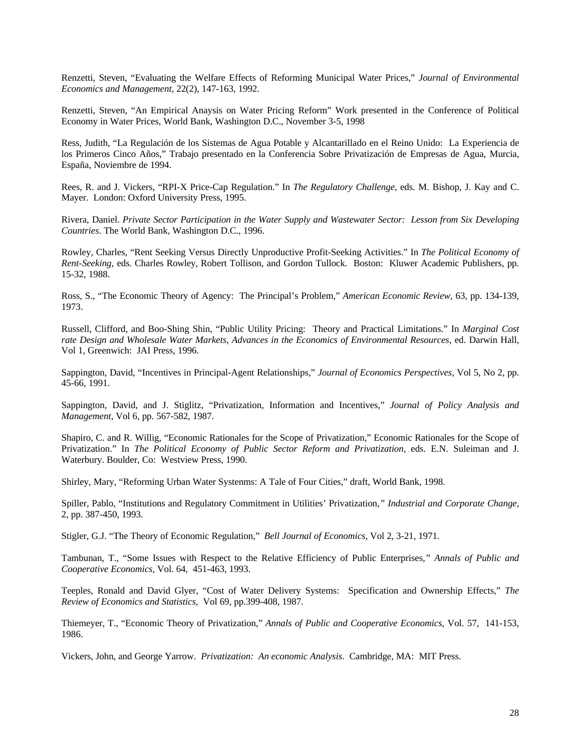Renzetti, Steven, “Evaluating the Welfare Effects of Reforming Municipal Water Prices,” *Journal of Environmental Economics and Management*, 22(2), 147-163, 1992.

Renzetti, Steven, “An Empirical Anaysis on Water Pricing Reform” Work presented in the Conference of Political Economy in Water Prices, World Bank, Washington D.C., November 3-5, 1998

Ress, Judith, “La Regulación de los Sistemas de Agua Potable y Alcantarillado en el Reino Unido: La Experiencia de los Primeros Cinco Años,” Trabajo presentado en la Conferencia Sobre Privatización de Empresas de Agua, Murcia, España, Noviembre de 1994.

Rees, R. and J. Vickers, “RPI-X Price-Cap Regulation.” In *The Regulatory Challenge*, eds. M. Bishop, J. Kay and C. Mayer. London: Oxford University Press, 1995.

Rivera, Daniel. *Private Sector Participation in the Water Supply and Wastewater Sector: Lesson from Six Developing Countries*. The World Bank, Washington D.C., 1996.

Rowley, Charles, “Rent Seeking Versus Directly Unproductive Profit-Seeking Activities.” In *The Political Economy of Rent-Seeking*, eds. Charles Rowley, Robert Tollison, and Gordon Tullock. Boston: Kluwer Academic Publishers, pp. 15-32, 1988.

Ross, S., “The Economic Theory of Agency: The Principal’s Problem,” *American Economic Review*, 63, pp. 134-139, 1973.

Russell, Clifford, and Boo-Shing Shin, “Public Utility Pricing: Theory and Practical Limitations.” In *Marginal Cost rate Design and Wholesale Water Markets, Advances in the Economics of Environmental Resources*, ed. Darwin Hall, Vol 1, Greenwich: JAI Press, 1996.

Sappington, David, “Incentives in Principal-Agent Relationships,” *Journal of Economics Perspectives*, Vol 5, No 2, pp. 45-66, 1991.

Sappington, David, and J. Stiglitz, “Privatization, Information and Incentives,” *Journal of Policy Analysis and Management*, Vol 6, pp. 567-582, 1987.

Shapiro, C. and R. Willig, “Economic Rationales for the Scope of Privatization,” Economic Rationales for the Scope of Privatization.” In *The Political Economy of Public Sector Reform and Privatization*, eds. E.N. Suleiman and J. Waterbury. Boulder, Co: Westview Press, 1990.

Shirley, Mary, “Reforming Urban Water Systenms: A Tale of Four Cities,” draft, World Bank, 1998.

Spiller, Pablo, “Institutions and Regulatory Commitment in Utilities’ Privatization,” *Industrial and Corporate Change*, 2, pp. 387-450, 1993.

Stigler, G.J. “The Theory of Economic Regulation,” *Bell Journal of Economics*, Vol 2, 3-21, 1971.

Tambunan, T., “Some Issues with Respect to the Relative Efficiency of Public Enterprises,” *Annals of Public and Cooperative Economics*, Vol. 64, 451-463, 1993.

Teeples, Ronald and David Glyer, “Cost of Water Delivery Systems: Specification and Ownership Effects,” *The Review of Economics and Statistics*, Vol 69, pp.399-408, 1987.

Thiemeyer, T., “Economic Theory of Privatization,” *Annals of Public and Cooperative Economics*, Vol. 57, 141-153, 1986.

Vickers, John, and George Yarrow. *Privatization: An economic Analysis*. Cambridge, MA: MIT Press.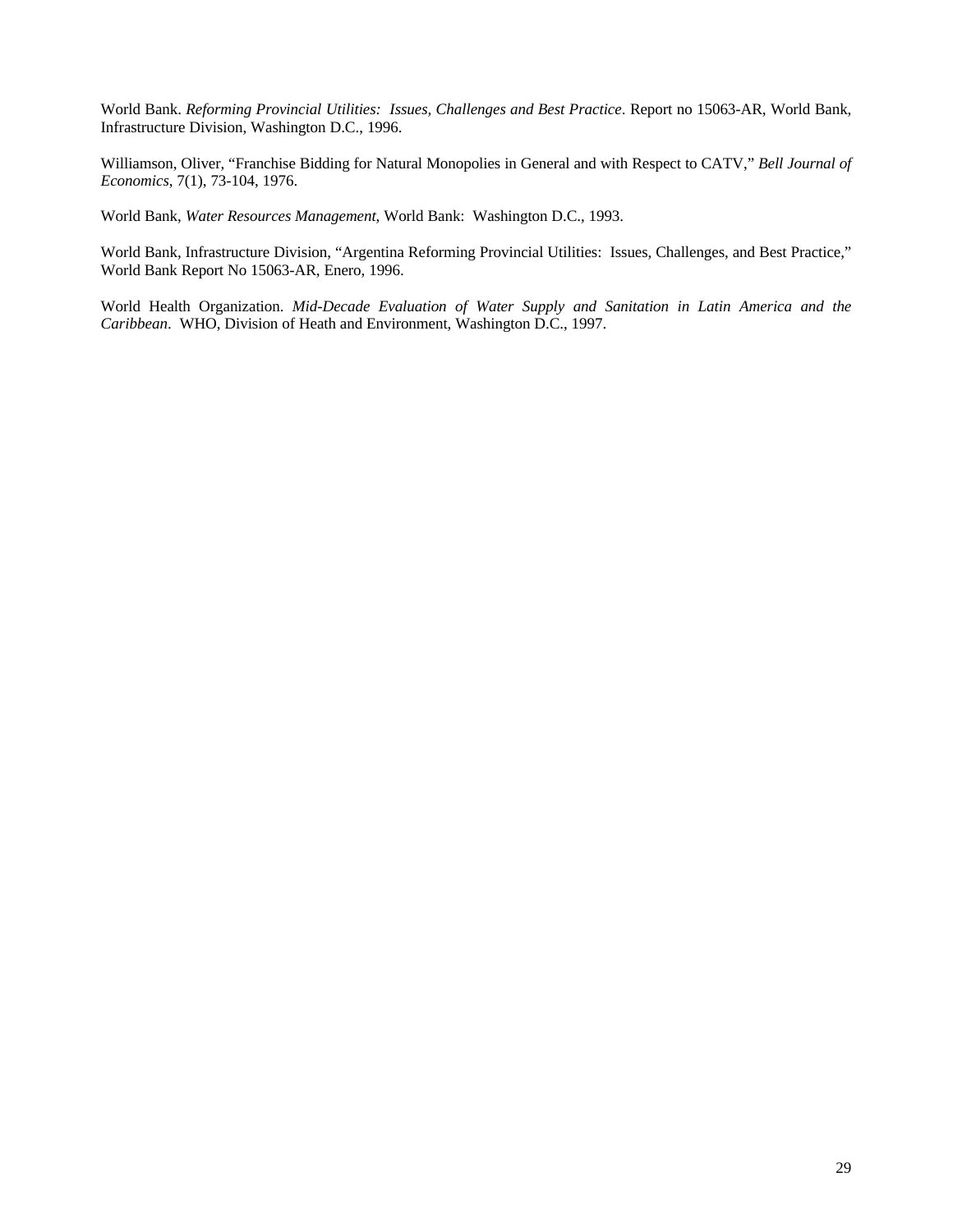World Bank. *Reforming Provincial Utilities: Issues, Challenges and Best Practice*. Report no 15063-AR, World Bank, Infrastructure Division, Washington D.C., 1996.

Williamson, Oliver, "Franchise Bidding for Natural Monopolies in General and with Respect to CATV," *Bell Journal of Economics*, 7(1), 73-104, 1976.

World Bank, *Water Resources Management*, World Bank: Washington D.C., 1993.

World Bank, Infrastructure Division, "Argentina Reforming Provincial Utilities: Issues, Challenges, and Best Practice," World Bank Report No 15063-AR, Enero, 1996.

World Health Organization. *Mid-Decade Evaluation of Water Supply and Sanitation in Latin America and the Caribbean*. WHO, Division of Heath and Environment, Washington D.C., 1997.